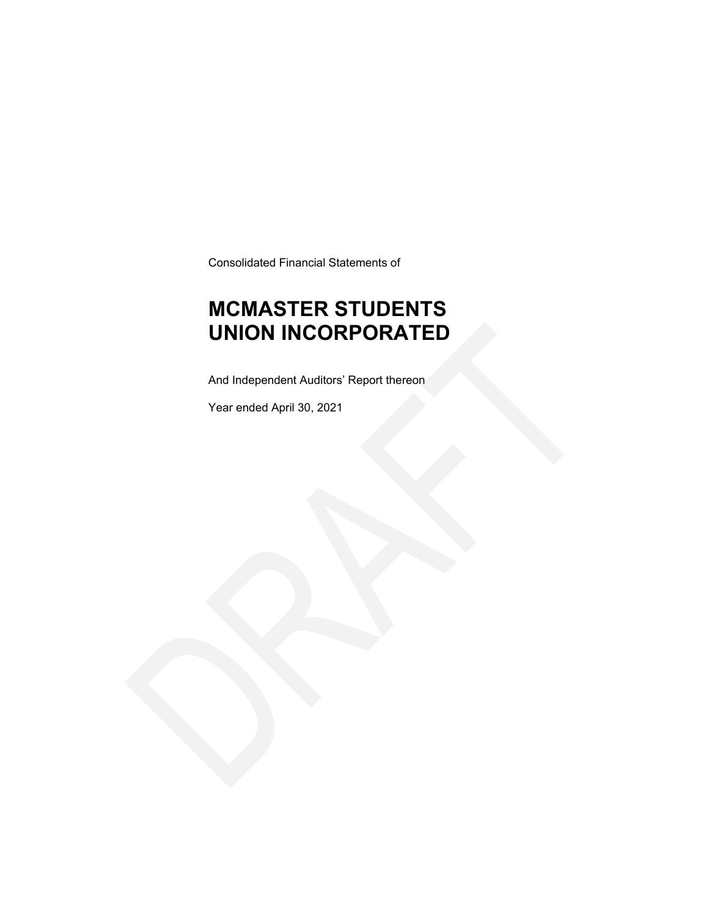Consolidated Financial Statements of

# MCMASTER STUDENTS UNION INCORPORATED

And Independent Auditors' Report thereon

Year ended April 30, 2021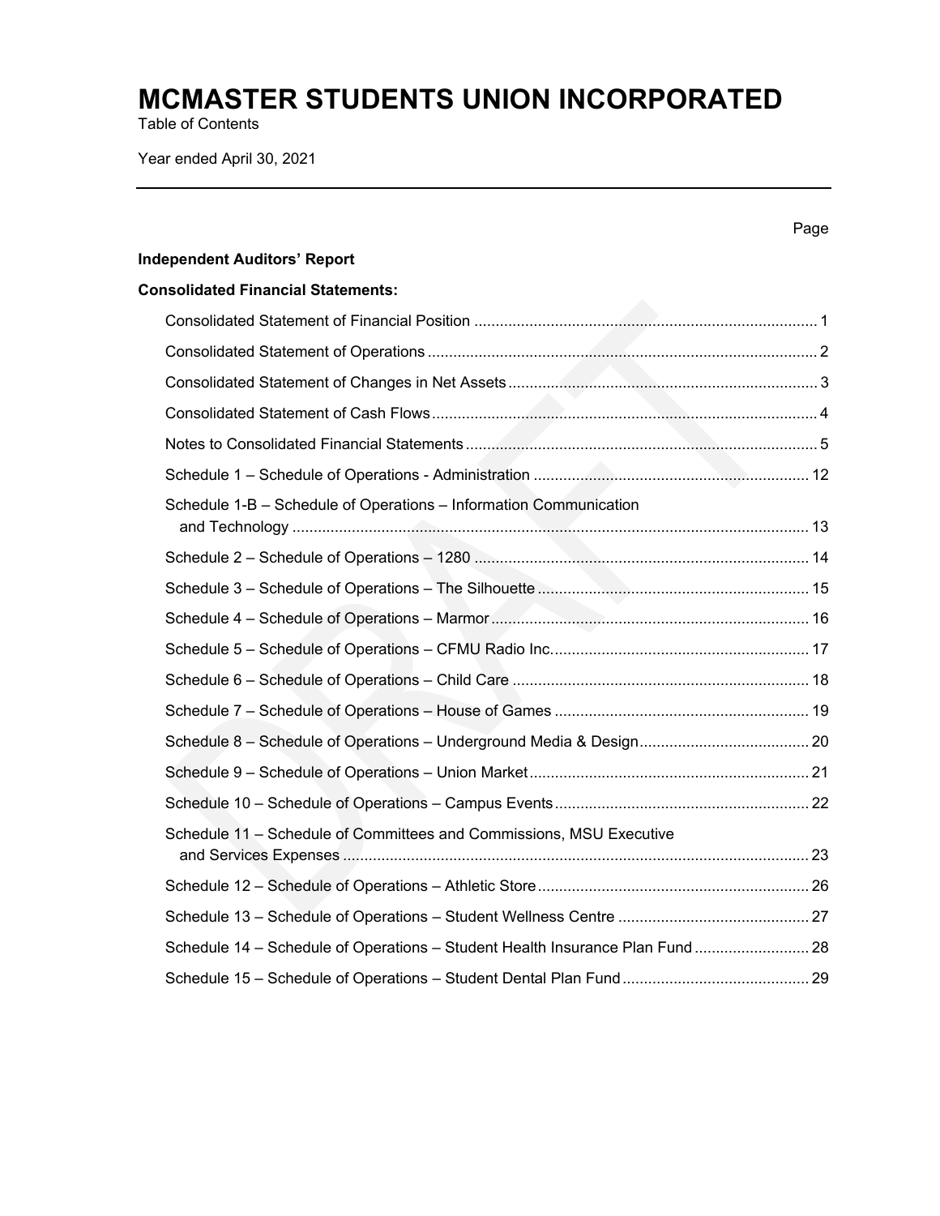# MCMASTER STUDENTS UNION INCORPORATED

Table of Contents

Year ended April 30, 2021

| | Page |
|---|---|
| **Independent Auditors' Report** | |
| **Consolidated Financial Statements:** | |
| Consolidated Statement of Financial Position | 1 |
| Consolidated Statement of Operations | 2 |
| Consolidated Statement of Changes in Net Assets | 3 |
| Consolidated Statement of Cash Flows | 4 |
| Notes to Consolidated Financial Statements | 5 |
| Schedule 1 – Schedule of Operations - Administration | 12 |
| Schedule 1-B – Schedule of Operations – Information Communication and Technology | 13 |
| Schedule 2 – Schedule of Operations – 1280 | 14 |
| Schedule 3 – Schedule of Operations – The Silhouette | 15 |
| Schedule 4 – Schedule of Operations – Marmor | 16 |
| Schedule 5 – Schedule of Operations – CFMU Radio Inc. | 17 |
| Schedule 6 – Schedule of Operations – Child Care | 18 |
| Schedule 7 – Schedule of Operations – House of Games | 19 |
| Schedule 8 – Schedule of Operations – Underground Media & Design | 20 |
| Schedule 9 – Schedule of Operations – Union Market | 21 |
| Schedule 10 – Schedule of Operations – Campus Events | 22 |
| Schedule 11 – Schedule of Committees and Commissions, MSU Executive and Services Expenses | 23 |
| Schedule 12 – Schedule of Operations – Athletic Store | 26 |
| Schedule 13 – Schedule of Operations – Student Wellness Centre | 27 |
| Schedule 14 – Schedule of Operations – Student Health Insurance Plan Fund | 28 |
| Schedule 15 – Schedule of Operations – Student Dental Plan Fund | 29 |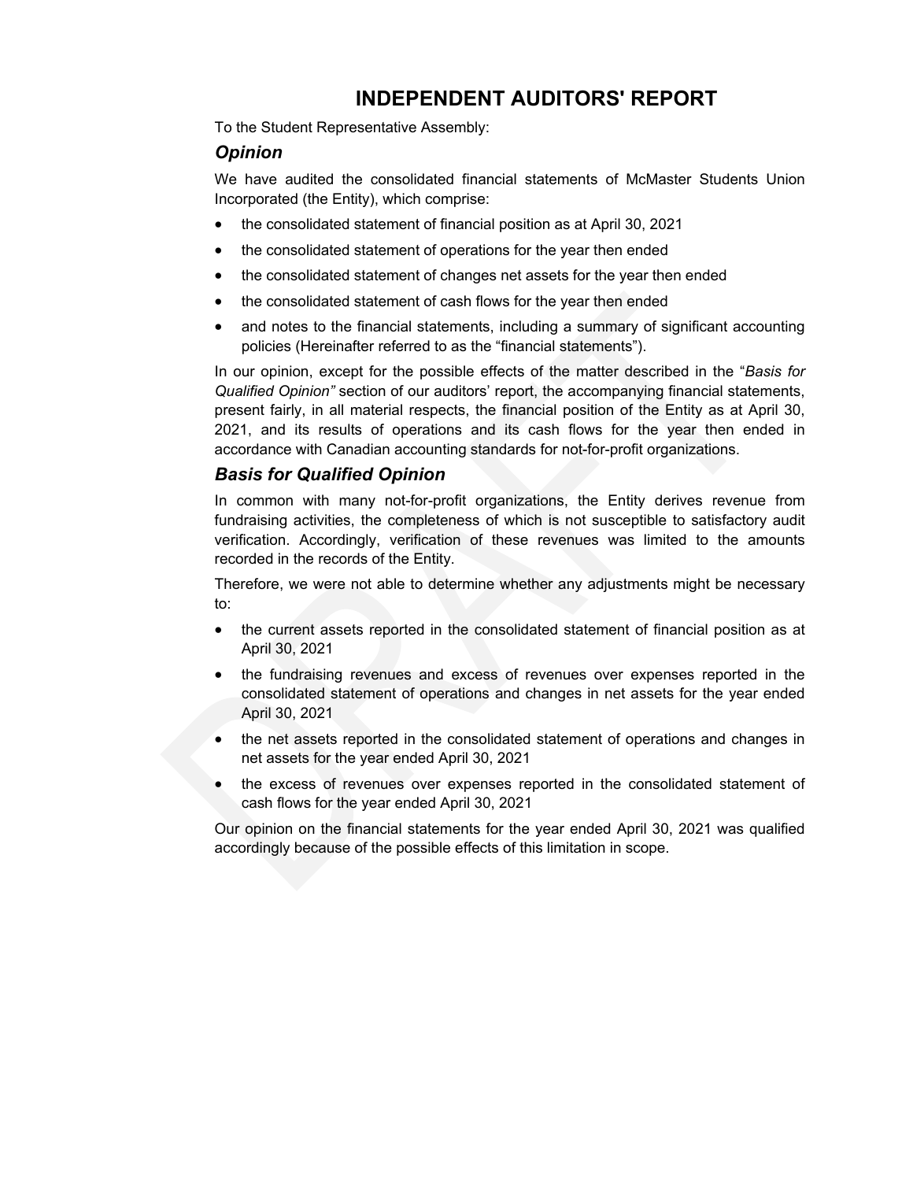# INDEPENDENT AUDITORS' REPORT

To the Student Representative Assembly:

## *Opinion*

We have audited the consolidated financial statements of McMaster Students Union Incorporated (the Entity), which comprise:

- the consolidated statement of financial position as at April 30, 2021
- the consolidated statement of operations for the year then ended
- the consolidated statement of changes net assets for the year then ended
- the consolidated statement of cash flows for the year then ended
- and notes to the financial statements, including a summary of significant accounting policies (Hereinafter referred to as the "financial statements").

In our opinion, except for the possible effects of the matter described in the "*Basis for Qualified Opinion"* section of our auditors' report, the accompanying financial statements, present fairly, in all material respects, the financial position of the Entity as at April 30, 2021, and its results of operations and its cash flows for the year then ended in accordance with Canadian accounting standards for not-for-profit organizations.

## *Basis for Qualified Opinion*

In common with many not-for-profit organizations, the Entity derives revenue from fundraising activities, the completeness of which is not susceptible to satisfactory audit verification. Accordingly, verification of these revenues was limited to the amounts recorded in the records of the Entity.

Therefore, we were not able to determine whether any adjustments might be necessary to:

- the current assets reported in the consolidated statement of financial position as at April 30, 2021
- the fundraising revenues and excess of revenues over expenses reported in the consolidated statement of operations and changes in net assets for the year ended April 30, 2021
- the net assets reported in the consolidated statement of operations and changes in net assets for the year ended April 30, 2021
- the excess of revenues over expenses reported in the consolidated statement of cash flows for the year ended April 30, 2021

Our opinion on the financial statements for the year ended April 30, 2021 was qualified accordingly because of the possible effects of this limitation in scope.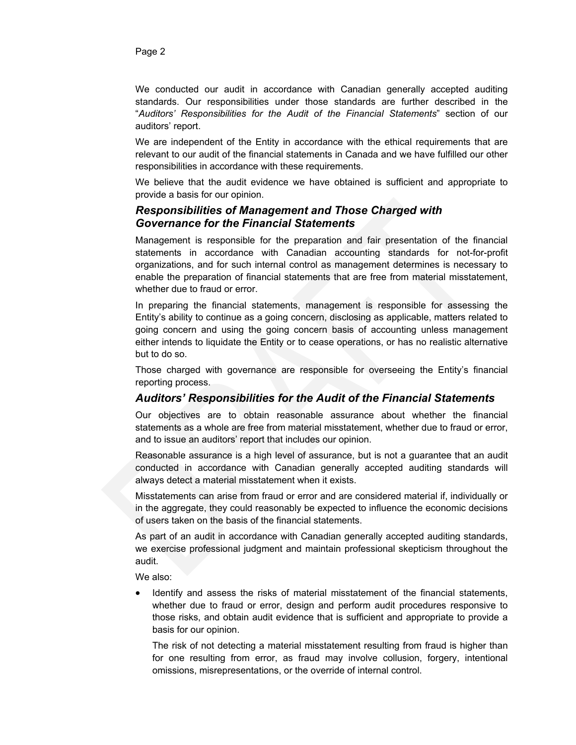We conducted our audit in accordance with Canadian generally accepted auditing standards. Our responsibilities under those standards are further described in the "*Auditors' Responsibilities for the Audit of the Financial Statements*" section of our auditors' report.

We are independent of the Entity in accordance with the ethical requirements that are relevant to our audit of the financial statements in Canada and we have fulfilled our other responsibilities in accordance with these requirements.

We believe that the audit evidence we have obtained is sufficient and appropriate to provide a basis for our opinion.

### *Responsibilities of Management and Those Charged with Governance for the Financial Statements*

Management is responsible for the preparation and fair presentation of the financial statements in accordance with Canadian accounting standards for not-for-profit organizations, and for such internal control as management determines is necessary to enable the preparation of financial statements that are free from material misstatement, whether due to fraud or error.

In preparing the financial statements, management is responsible for assessing the Entity's ability to continue as a going concern, disclosing as applicable, matters related to going concern and using the going concern basis of accounting unless management either intends to liquidate the Entity or to cease operations, or has no realistic alternative but to do so.

Those charged with governance are responsible for overseeing the Entity's financial reporting process.

### *Auditors' Responsibilities for the Audit of the Financial Statements*

Our objectives are to obtain reasonable assurance about whether the financial statements as a whole are free from material misstatement, whether due to fraud or error, and to issue an auditors' report that includes our opinion.

Reasonable assurance is a high level of assurance, but is not a guarantee that an audit conducted in accordance with Canadian generally accepted auditing standards will always detect a material misstatement when it exists.

Misstatements can arise from fraud or error and are considered material if, individually or in the aggregate, they could reasonably be expected to influence the economic decisions of users taken on the basis of the financial statements.

As part of an audit in accordance with Canadian generally accepted auditing standards, we exercise professional judgment and maintain professional skepticism throughout the audit.

We also:

- Identify and assess the risks of material misstatement of the financial statements, whether due to fraud or error, design and perform audit procedures responsive to those risks, and obtain audit evidence that is sufficient and appropriate to provide a basis for our opinion.

  The risk of not detecting a material misstatement resulting from fraud is higher than for one resulting from error, as fraud may involve collusion, forgery, intentional omissions, misrepresentations, or the override of internal control.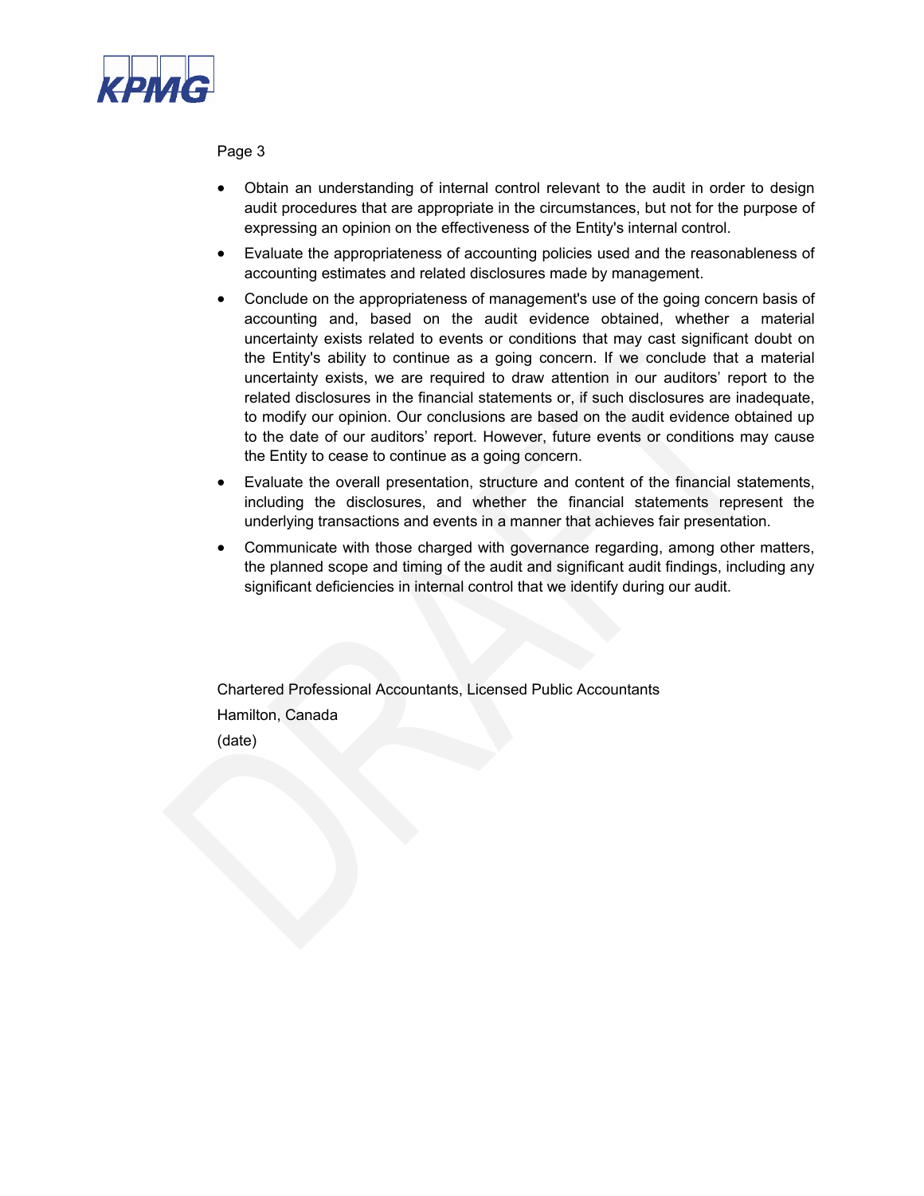- Obtain an understanding of internal control relevant to the audit in order to design audit procedures that are appropriate in the circumstances, but not for the purpose of expressing an opinion on the effectiveness of the Entity's internal control.
- Evaluate the appropriateness of accounting policies used and the reasonableness of accounting estimates and related disclosures made by management.
- Conclude on the appropriateness of management's use of the going concern basis of accounting and, based on the audit evidence obtained, whether a material uncertainty exists related to events or conditions that may cast significant doubt on the Entity's ability to continue as a going concern. If we conclude that a material uncertainty exists, we are required to draw attention in our auditors' report to the related disclosures in the financial statements or, if such disclosures are inadequate, to modify our opinion. Our conclusions are based on the audit evidence obtained up to the date of our auditors' report. However, future events or conditions may cause the Entity to cease to continue as a going concern.
- Evaluate the overall presentation, structure and content of the financial statements, including the disclosures, and whether the financial statements represent the underlying transactions and events in a manner that achieves fair presentation.
- Communicate with those charged with governance regarding, among other matters, the planned scope and timing of the audit and significant audit findings, including any significant deficiencies in internal control that we identify during our audit.

Chartered Professional Accountants, Licensed Public Accountants

Hamilton, Canada

(date)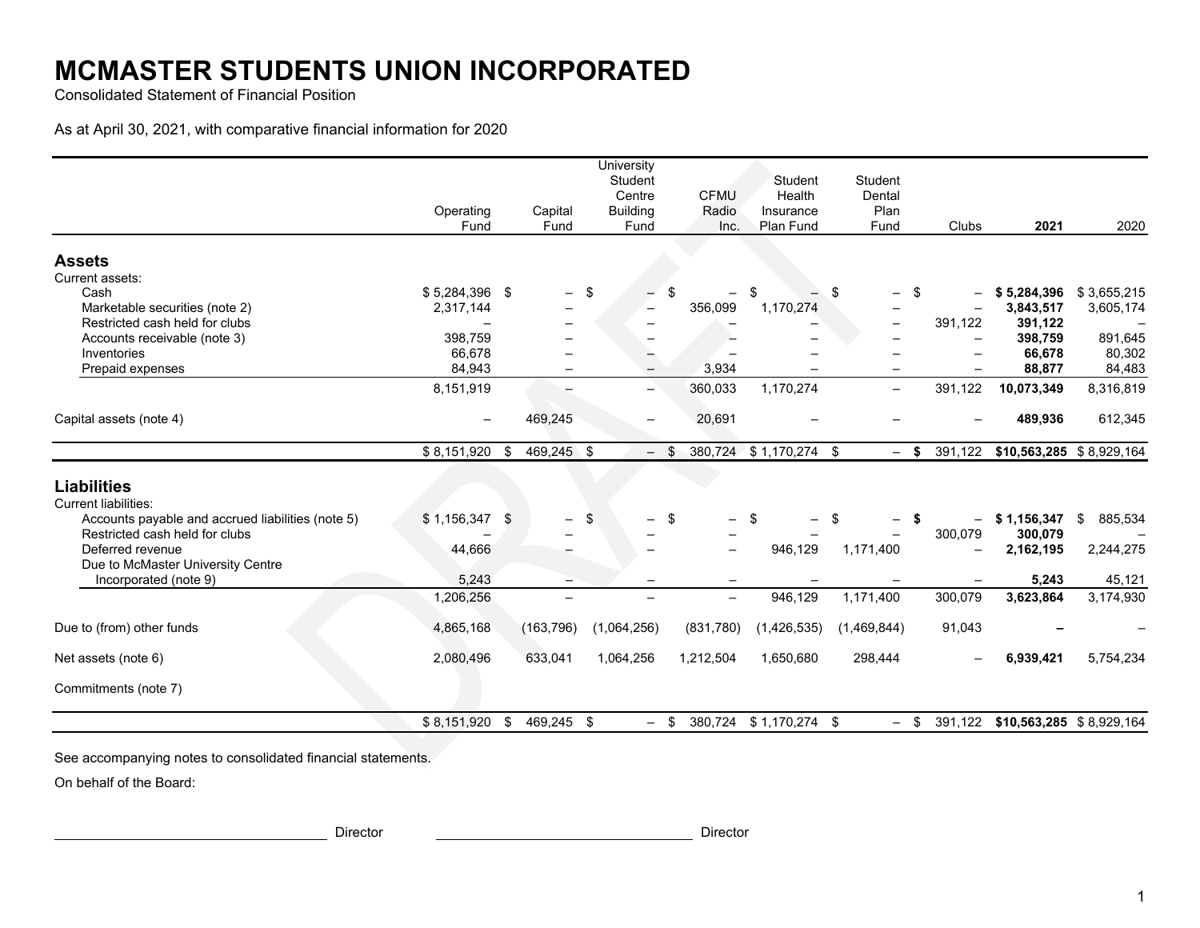# MCMASTER STUDENTS UNION INCORPORATED

Consolidated Statement of Financial Position

As at April 30, 2021, with comparative financial information for 2020

| | Operating Fund | Capital Fund | University Student Centre Building Fund | CFMU Radio Inc. | Student Health Insurance Plan Fund | Student Dental Plan Fund | Clubs | **2021** | 2020 |
|---|---|---|---|---|---|---|---|---|---|
| **Assets** | | | | | | | | | |
| Current assets: | | | | | | | | | |
| Cash | $ 5,284,396 | $ – | $ – | $ – | $ – | $ – | $ – | **$ 5,284,396** | $ 3,655,215 |
| Marketable securities (note 2) | 2,317,144 | – | – | 356,099 | 1,170,274 | – | – | **3,843,517** | 3,605,174 |
| Restricted cash held for clubs | – | – | – | – | – | – | 391,122 | **391,122** | – |
| Accounts receivable (note 3) | 398,759 | – | – | – | – | – | – | **398,759** | 891,645 |
| Inventories | 66,678 | – | – | – | – | – | – | **66,678** | 80,302 |
| Prepaid expenses | 84,943 | – | – | 3,934 | – | – | – | **88,877** | 84,483 |
| | 8,151,919 | – | – | 360,033 | 1,170,274 | – | 391,122 | **10,073,349** | 8,316,819 |
| Capital assets (note 4) | – | 469,245 | – | 20,691 | – | – | – | **489,936** | 612,345 |
| | $ 8,151,920 | $ 469,245 | $ – | $ 380,724 | $ 1,170,274 | $ – | **$** 391,122 | **$10,563,285** | $ 8,929,164 |
| **Liabilities** | | | | | | | | | |
| Current liabilities: | | | | | | | | | |
| Accounts payable and accrued liabilities (note 5) | $ 1,156,347 | $ – | $ – | $ – | $ – | $ – | **$** – | **$ 1,156,347** | $ 885,534 |
| Restricted cash held for clubs | – | – | – | – | – | – | 300,079 | **300,079** | – |
| Deferred revenue | 44,666 | – | – | – | 946,129 | 1,171,400 | – | **2,162,195** | 2,244,275 |
| Due to McMaster University Centre Incorporated (note 9) | 5,243 | – | – | – | – | – | – | **5,243** | 45,121 |
| | 1,206,256 | – | – | – | 946,129 | 1,171,400 | 300,079 | **3,623,864** | 3,174,930 |
| Due to (from) other funds | 4,865,168 | (163,796) | (1,064,256) | (831,780) | (1,426,535) | (1,469,844) | 91,043 | **–** | – |
| Net assets (note 6) | 2,080,496 | 633,041 | 1,064,256 | 1,212,504 | 1,650,680 | 298,444 | – | **6,939,421** | 5,754,234 |
| Commitments (note 7) | | | | | | | | | |
| | $ 8,151,920 | $ 469,245 | $ – | $ 380,724 | $ 1,170,274 | $ – | $ 391,122 | **$10,563,285** | $ 8,929,164 |

See accompanying notes to consolidated financial statements.

On behalf of the Board:

\_\_\_\_\_\_\_\_\_\_\_\_\_\_\_\_\_\_\_\_\_\_\_\_\_\_\_\_ Director \_\_\_\_\_\_\_\_\_\_\_\_\_\_\_\_\_\_\_\_\_\_\_\_\_\_\_\_ Director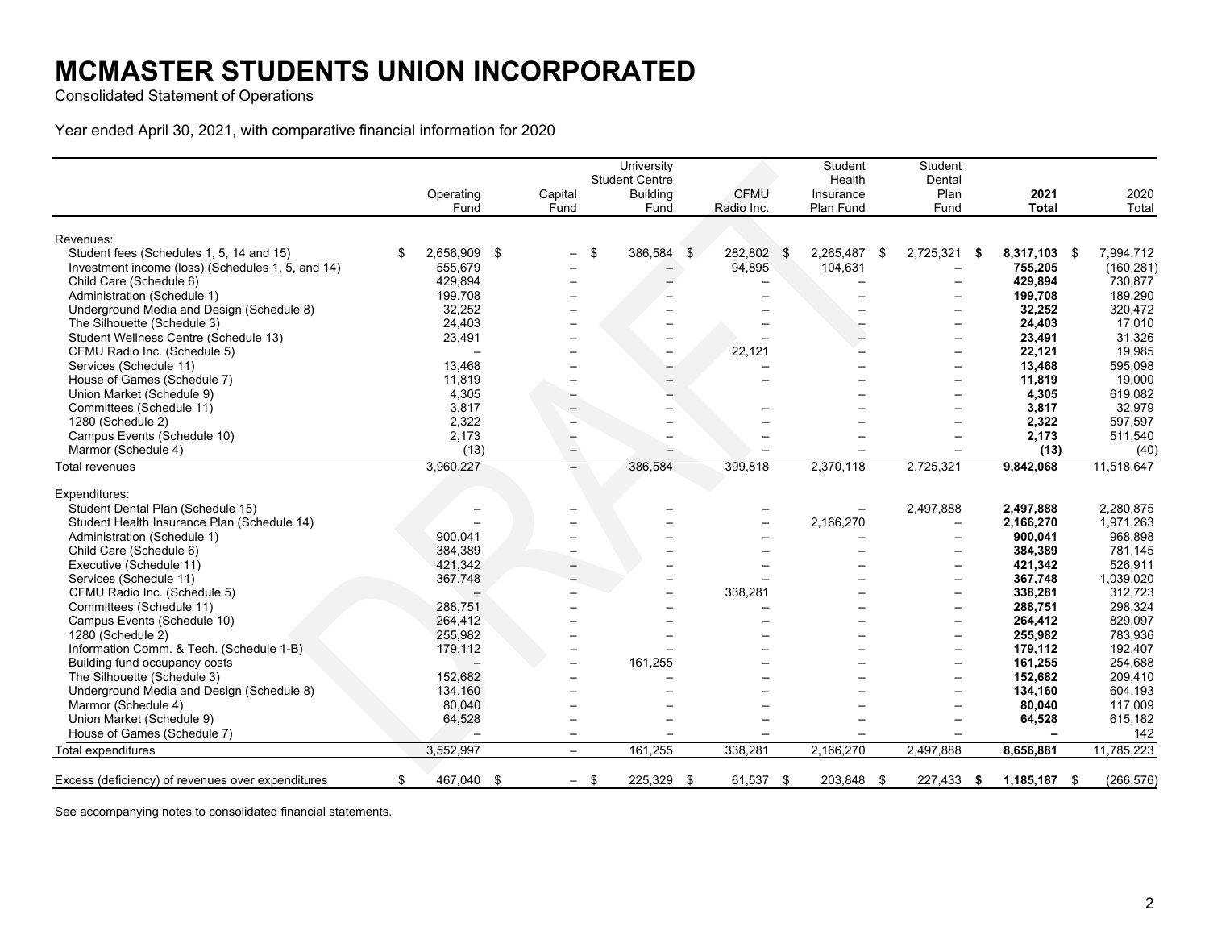# MCMASTER STUDENTS UNION INCORPORATED

Consolidated Statement of Operations

Year ended April 30, 2021, with comparative financial information for 2020

| | Operating Fund | Capital Fund | University Student Centre Building Fund | CFMU Radio Inc. | Student Health Insurance Plan Fund | Student Dental Plan Fund | **2021 Total** | 2020 Total |
|---|---|---|---|---|---|---|---|---|
| Revenues: | | | | | | | | |
| Student fees (Schedules 1, 5, 14 and 15) | $ 2,656,909 | $ – | $ 386,584 | $ 282,802 | $ 2,265,487 | $ 2,725,321 | **$ 8,317,103** | $ 7,994,712 |
| Investment income (loss) (Schedules 1, 5, and 14) | 555,679 | – | – | 94,895 | 104,631 | – | **755,205** | (160,281) |
| Child Care (Schedule 6) | 429,894 | – | – | – | – | – | **429,894** | 730,877 |
| Administration (Schedule 1) | 199,708 | – | – | – | – | – | **199,708** | 189,290 |
| Underground Media and Design (Schedule 8) | 32,252 | – | – | – | – | – | **32,252** | 320,472 |
| The Silhouette (Schedule 3) | 24,403 | – | – | – | – | – | **24,403** | 17,010 |
| Student Wellness Centre (Schedule 13) | 23,491 | – | – | – | – | – | **23,491** | 31,326 |
| CFMU Radio Inc. (Schedule 5) | – | – | – | 22,121 | – | – | **22,121** | 19,985 |
| Services (Schedule 11) | 13,468 | – | – | – | – | – | **13,468** | 595,098 |
| House of Games (Schedule 7) | 11,819 | – | – | – | – | – | **11,819** | 19,000 |
| Union Market (Schedule 9) | 4,305 | – | – | – | – | – | **4,305** | 619,082 |
| Committees (Schedule 11) | 3,817 | – | – | – | – | – | **3,817** | 32,979 |
| 1280 (Schedule 2) | 2,322 | – | – | – | – | – | **2,322** | 597,597 |
| Campus Events (Schedule 10) | 2,173 | – | – | – | – | – | **2,173** | 511,540 |
| Marmor (Schedule 4) | (13) | – | – | – | – | – | **(13)** | (40) |
| Total revenues | 3,960,227 | – | 386,584 | 399,818 | 2,370,118 | 2,725,321 | **9,842,068** | 11,518,647 |
| Expenditures: | | | | | | | | |
| Student Dental Plan (Schedule 15) | – | – | – | – | – | 2,497,888 | **2,497,888** | 2,280,875 |
| Student Health Insurance Plan (Schedule 14) | – | – | – | – | 2,166,270 | – | **2,166,270** | 1,971,263 |
| Administration (Schedule 1) | 900,041 | – | – | – | – | – | **900,041** | 968,898 |
| Child Care (Schedule 6) | 384,389 | – | – | – | – | – | **384,389** | 781,145 |
| Executive (Schedule 11) | 421,342 | – | – | – | – | – | **421,342** | 526,911 |
| Services (Schedule 11) | 367,748 | – | – | – | – | – | **367,748** | 1,039,020 |
| CFMU Radio Inc. (Schedule 5) | – | – | – | 338,281 | – | – | **338,281** | 312,723 |
| Committees (Schedule 11) | 288,751 | – | – | – | – | – | **288,751** | 298,324 |
| Campus Events (Schedule 10) | 264,412 | – | – | – | – | – | **264,412** | 829,097 |
| 1280 (Schedule 2) | 255,982 | – | – | – | – | – | **255,982** | 783,936 |
| Information Comm. & Tech. (Schedule 1-B) | 179,112 | – | – | – | – | – | **179,112** | 192,407 |
| Building fund occupancy costs | – | – | 161,255 | – | – | – | **161,255** | 254,688 |
| The Silhouette (Schedule 3) | 152,682 | – | – | – | – | – | **152,682** | 209,410 |
| Underground Media and Design (Schedule 8) | 134,160 | – | – | – | – | – | **134,160** | 604,193 |
| Marmor (Schedule 4) | 80,040 | – | – | – | – | – | **80,040** | 117,009 |
| Union Market (Schedule 9) | 64,528 | – | – | – | – | – | **64,528** | 615,182 |
| House of Games (Schedule 7) | – | – | – | – | – | – | **–** | 142 |
| Total expenditures | 3,552,997 | – | 161,255 | 338,281 | 2,166,270 | 2,497,888 | **8,656,881** | 11,785,223 |
| Excess (deficiency) of revenues over expenditures | $ 467,040 | $ – | $ 225,329 | $ 61,537 | $ 203,848 | $ 227,433 | **$ 1,185,187** | $ (266,576) |

See accompanying notes to consolidated financial statements.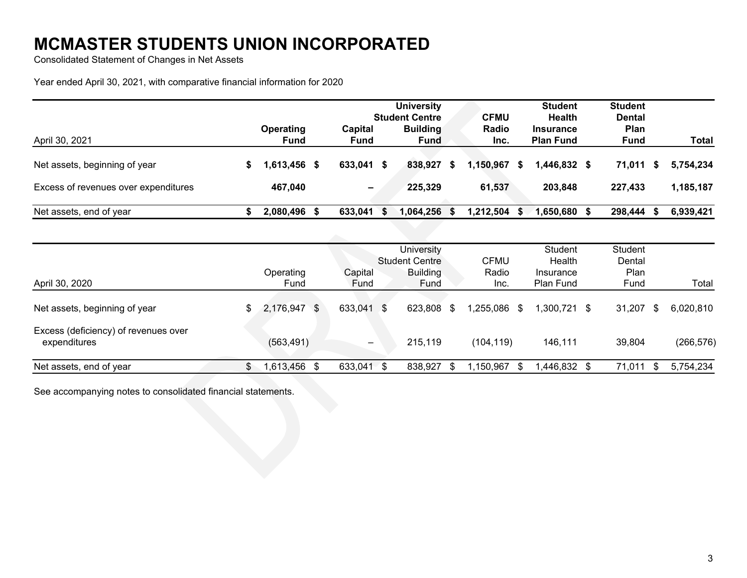# MCMASTER STUDENTS UNION INCORPORATED

Consolidated Statement of Changes in Net Assets

Year ended April 30, 2021, with comparative financial information for 2020

| April 30, 2021 | Operating Fund | Capital Fund | University Student Centre Building Fund | CFMU Radio Inc. | Student Health Insurance Plan Fund | Student Dental Plan Fund | Total |
|---|---|---|---|---|---|---|---|
| **Net assets, beginning of year** | **$ 1,613,456** | **$ 633,041** | **$ 838,927** | **$ 1,150,967** | **$ 1,446,832** | **$ 71,011** | **$ 5,754,234** |
| **Excess of revenues over expenditures** | **467,040** | **–** | **225,329** | **61,537** | **203,848** | **227,433** | **1,185,187** |
| **Net assets, end of year** | **$ 2,080,496** | **$ 633,041** | **$ 1,064,256** | **$ 1,212,504** | **$ 1,650,680** | **$ 298,444** | **$ 6,939,421** |

| April 30, 2020 | Operating Fund | Capital Fund | University Student Centre Building Fund | CFMU Radio Inc. | Student Health Insurance Plan Fund | Student Dental Plan Fund | Total |
|---|---|---|---|---|---|---|---|
| Net assets, beginning of year | $ 2,176,947 | $ 633,041 | $ 623,808 | $ 1,255,086 | $ 1,300,721 | $ 31,207 | $ 6,020,810 |
| Excess (deficiency) of revenues over expenditures | (563,491) | – | 215,119 | (104,119) | 146,111 | 39,804 | (266,576) |
| Net assets, end of year | $ 1,613,456 | $ 633,041 | $ 838,927 | $ 1,150,967 | $ 1,446,832 | $ 71,011 | $ 5,754,234 |

See accompanying notes to consolidated financial statements.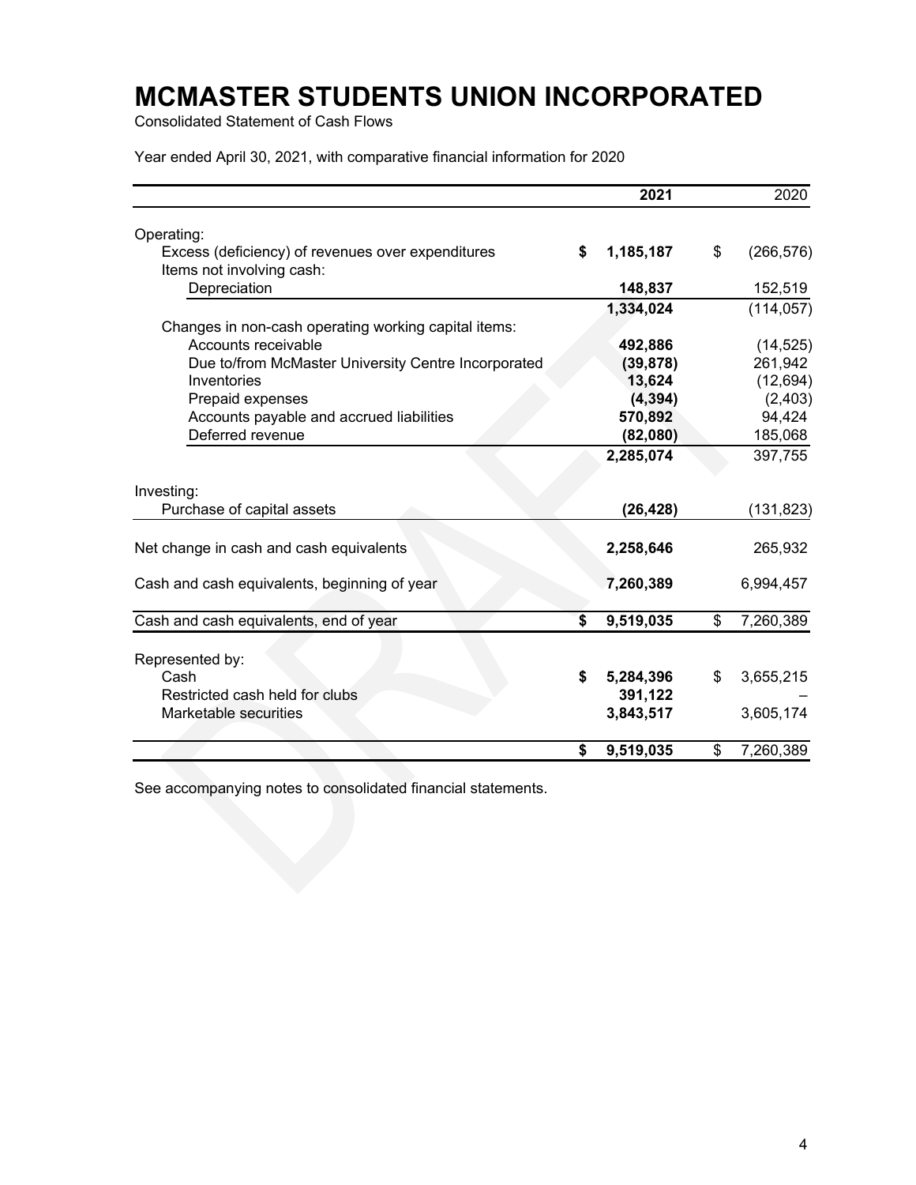# MCMASTER STUDENTS UNION INCORPORATED

Consolidated Statement of Cash Flows

Year ended April 30, 2021, with comparative financial information for 2020

| | 2021 | 2020 |
|---|---|---|
| Operating: | | |
| Excess (deficiency) of revenues over expenditures | $ 1,185,187 | $ (266,576) |
| Items not involving cash: | | |
| Depreciation | 148,837 | 152,519 |
| | 1,334,024 | (114,057) |
| Changes in non-cash operating working capital items: | | |
| Accounts receivable | 492,886 | (14,525) |
| Due to/from McMaster University Centre Incorporated | (39,878) | 261,942 |
| Inventories | 13,624 | (12,694) |
| Prepaid expenses | (4,394) | (2,403) |
| Accounts payable and accrued liabilities | 570,892 | 94,424 |
| Deferred revenue | (82,080) | 185,068 |
| | 2,285,074 | 397,755 |
| Investing: | | |
| Purchase of capital assets | (26,428) | (131,823) |
| Net change in cash and cash equivalents | 2,258,646 | 265,932 |
| Cash and cash equivalents, beginning of year | 7,260,389 | 6,994,457 |
| Cash and cash equivalents, end of year | $ 9,519,035 | $ 7,260,389 |
| Represented by: | | |
| Cash | $ 5,284,396 | $ 3,655,215 |
| Restricted cash held for clubs | 391,122 | – |
| Marketable securities | 3,843,517 | 3,605,174 |
| | $ 9,519,035 | $ 7,260,389 |

See accompanying notes to consolidated financial statements.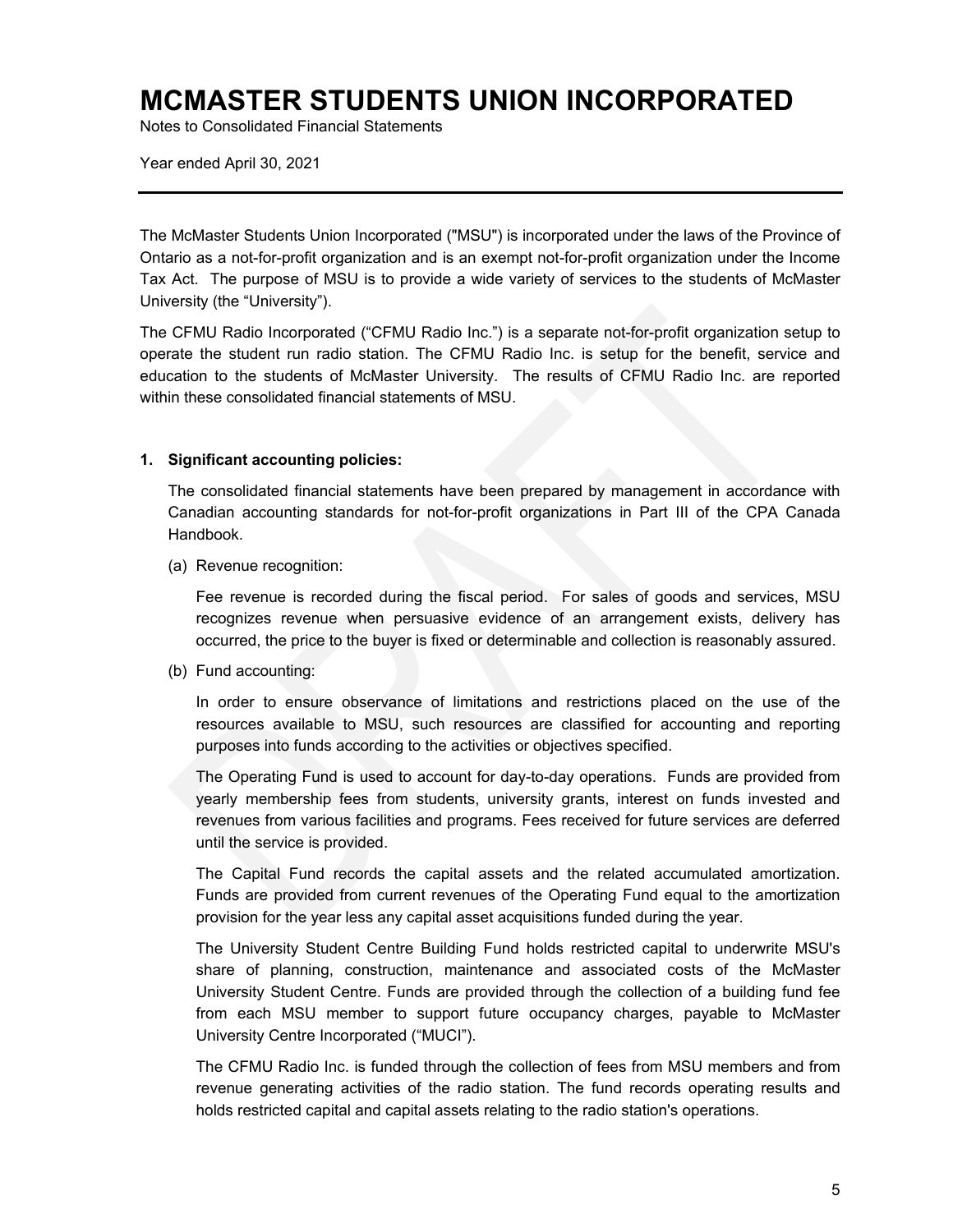# MCMASTER STUDENTS UNION INCORPORATED

Notes to Consolidated Financial Statements

Year ended April 30, 2021

---

The McMaster Students Union Incorporated ("MSU") is incorporated under the laws of the Province of Ontario as a not-for-profit organization and is an exempt not-for-profit organization under the Income Tax Act. The purpose of MSU is to provide a wide variety of services to the students of McMaster University (the "University").

The CFMU Radio Incorporated ("CFMU Radio Inc.") is a separate not-for-profit organization setup to operate the student run radio station. The CFMU Radio Inc. is setup for the benefit, service and education to the students of McMaster University. The results of CFMU Radio Inc. are reported within these consolidated financial statements of MSU.

**1. Significant accounting policies:**

The consolidated financial statements have been prepared by management in accordance with Canadian accounting standards for not-for-profit organizations in Part III of the CPA Canada Handbook.

(a) Revenue recognition:

Fee revenue is recorded during the fiscal period. For sales of goods and services, MSU recognizes revenue when persuasive evidence of an arrangement exists, delivery has occurred, the price to the buyer is fixed or determinable and collection is reasonably assured.

(b) Fund accounting:

In order to ensure observance of limitations and restrictions placed on the use of the resources available to MSU, such resources are classified for accounting and reporting purposes into funds according to the activities or objectives specified.

The Operating Fund is used to account for day-to-day operations. Funds are provided from yearly membership fees from students, university grants, interest on funds invested and revenues from various facilities and programs. Fees received for future services are deferred until the service is provided.

The Capital Fund records the capital assets and the related accumulated amortization. Funds are provided from current revenues of the Operating Fund equal to the amortization provision for the year less any capital asset acquisitions funded during the year.

The University Student Centre Building Fund holds restricted capital to underwrite MSU's share of planning, construction, maintenance and associated costs of the McMaster University Student Centre. Funds are provided through the collection of a building fund fee from each MSU member to support future occupancy charges, payable to McMaster University Centre Incorporated ("MUCI").

The CFMU Radio Inc. is funded through the collection of fees from MSU members and from revenue generating activities of the radio station. The fund records operating results and holds restricted capital and capital assets relating to the radio station's operations.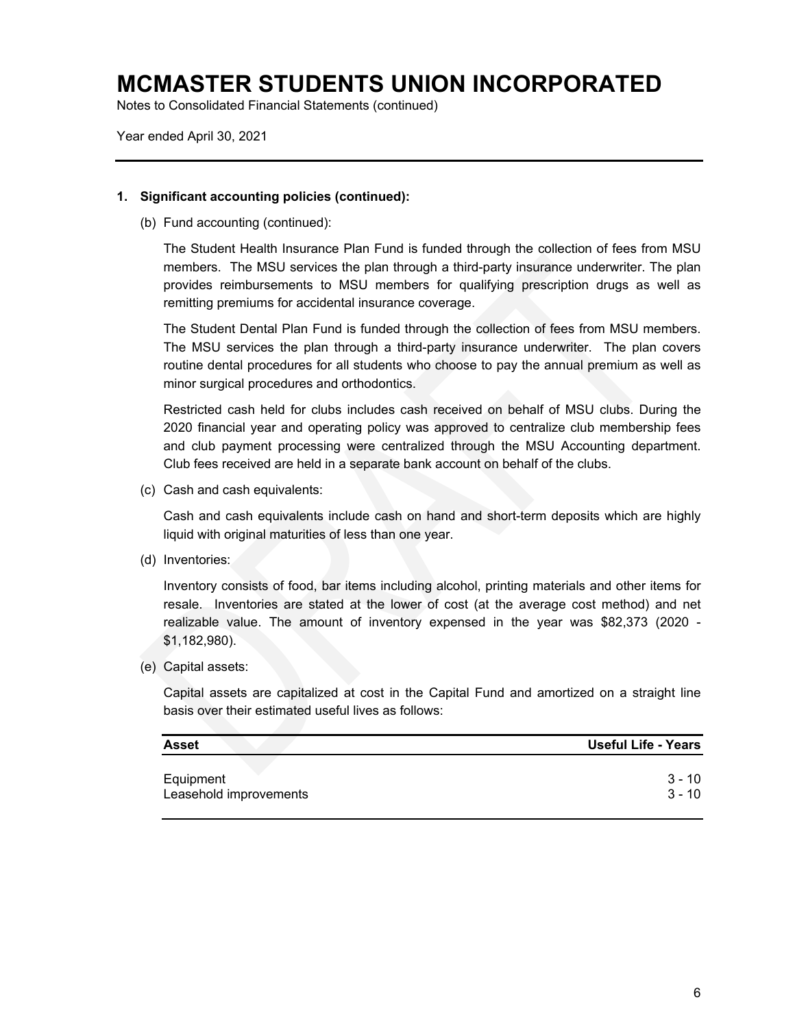# MCMASTER STUDENTS UNION INCORPORATED

Notes to Consolidated Financial Statements (continued)

Year ended April 30, 2021

## 1. Significant accounting policies (continued):

(b) Fund accounting (continued):

The Student Health Insurance Plan Fund is funded through the collection of fees from MSU members. The MSU services the plan through a third-party insurance underwriter. The plan provides reimbursements to MSU members for qualifying prescription drugs as well as remitting premiums for accidental insurance coverage.

The Student Dental Plan Fund is funded through the collection of fees from MSU members. The MSU services the plan through a third-party insurance underwriter. The plan covers routine dental procedures for all students who choose to pay the annual premium as well as minor surgical procedures and orthodontics.

Restricted cash held for clubs includes cash received on behalf of MSU clubs. During the 2020 financial year and operating policy was approved to centralize club membership fees and club payment processing were centralized through the MSU Accounting department. Club fees received are held in a separate bank account on behalf of the clubs.

(c) Cash and cash equivalents:

Cash and cash equivalents include cash on hand and short-term deposits which are highly liquid with original maturities of less than one year.

(d) Inventories:

Inventory consists of food, bar items including alcohol, printing materials and other items for resale. Inventories are stated at the lower of cost (at the average cost method) and net realizable value. The amount of inventory expensed in the year was $82,373 (2020 - $1,182,980).

(e) Capital assets:

Capital assets are capitalized at cost in the Capital Fund and amortized on a straight line basis over their estimated useful lives as follows:

| Asset | Useful Life - Years |
|---|---|
| Equipment | 3 - 10 |
| Leasehold improvements | 3 - 10 |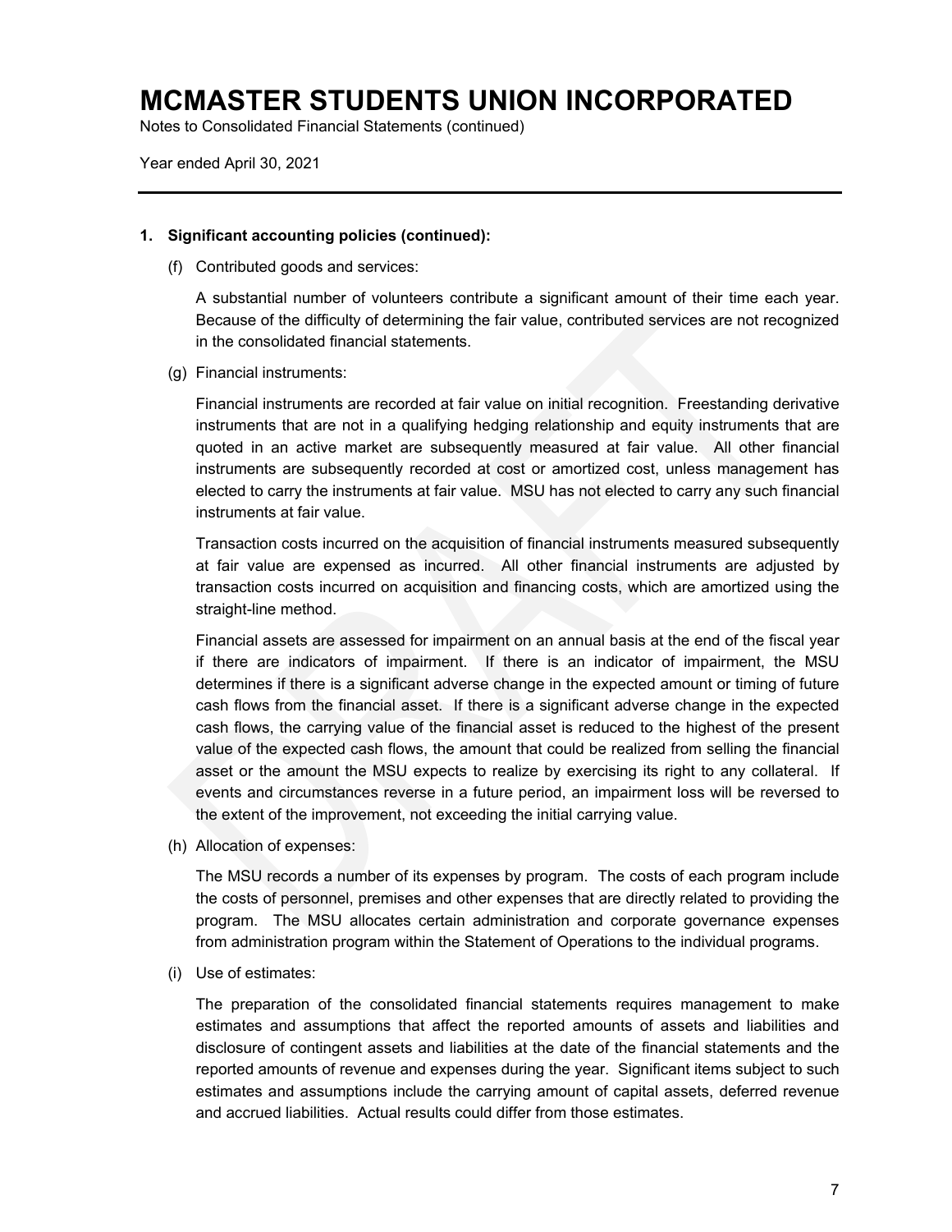# MCMASTER STUDENTS UNION INCORPORATED

Notes to Consolidated Financial Statements (continued)

Year ended April 30, 2021

---

**1. Significant accounting policies (continued):**

(f) Contributed goods and services:

A substantial number of volunteers contribute a significant amount of their time each year. Because of the difficulty of determining the fair value, contributed services are not recognized in the consolidated financial statements.

(g) Financial instruments:

Financial instruments are recorded at fair value on initial recognition. Freestanding derivative instruments that are not in a qualifying hedging relationship and equity instruments that are quoted in an active market are subsequently measured at fair value. All other financial instruments are subsequently recorded at cost or amortized cost, unless management has elected to carry the instruments at fair value. MSU has not elected to carry any such financial instruments at fair value.

Transaction costs incurred on the acquisition of financial instruments measured subsequently at fair value are expensed as incurred. All other financial instruments are adjusted by transaction costs incurred on acquisition and financing costs, which are amortized using the straight-line method.

Financial assets are assessed for impairment on an annual basis at the end of the fiscal year if there are indicators of impairment. If there is an indicator of impairment, the MSU determines if there is a significant adverse change in the expected amount or timing of future cash flows from the financial asset. If there is a significant adverse change in the expected cash flows, the carrying value of the financial asset is reduced to the highest of the present value of the expected cash flows, the amount that could be realized from selling the financial asset or the amount the MSU expects to realize by exercising its right to any collateral. If events and circumstances reverse in a future period, an impairment loss will be reversed to the extent of the improvement, not exceeding the initial carrying value.

(h) Allocation of expenses:

The MSU records a number of its expenses by program. The costs of each program include the costs of personnel, premises and other expenses that are directly related to providing the program. The MSU allocates certain administration and corporate governance expenses from administration program within the Statement of Operations to the individual programs.

(i) Use of estimates:

The preparation of the consolidated financial statements requires management to make estimates and assumptions that affect the reported amounts of assets and liabilities and disclosure of contingent assets and liabilities at the date of the financial statements and the reported amounts of revenue and expenses during the year. Significant items subject to such estimates and assumptions include the carrying amount of capital assets, deferred revenue and accrued liabilities. Actual results could differ from those estimates.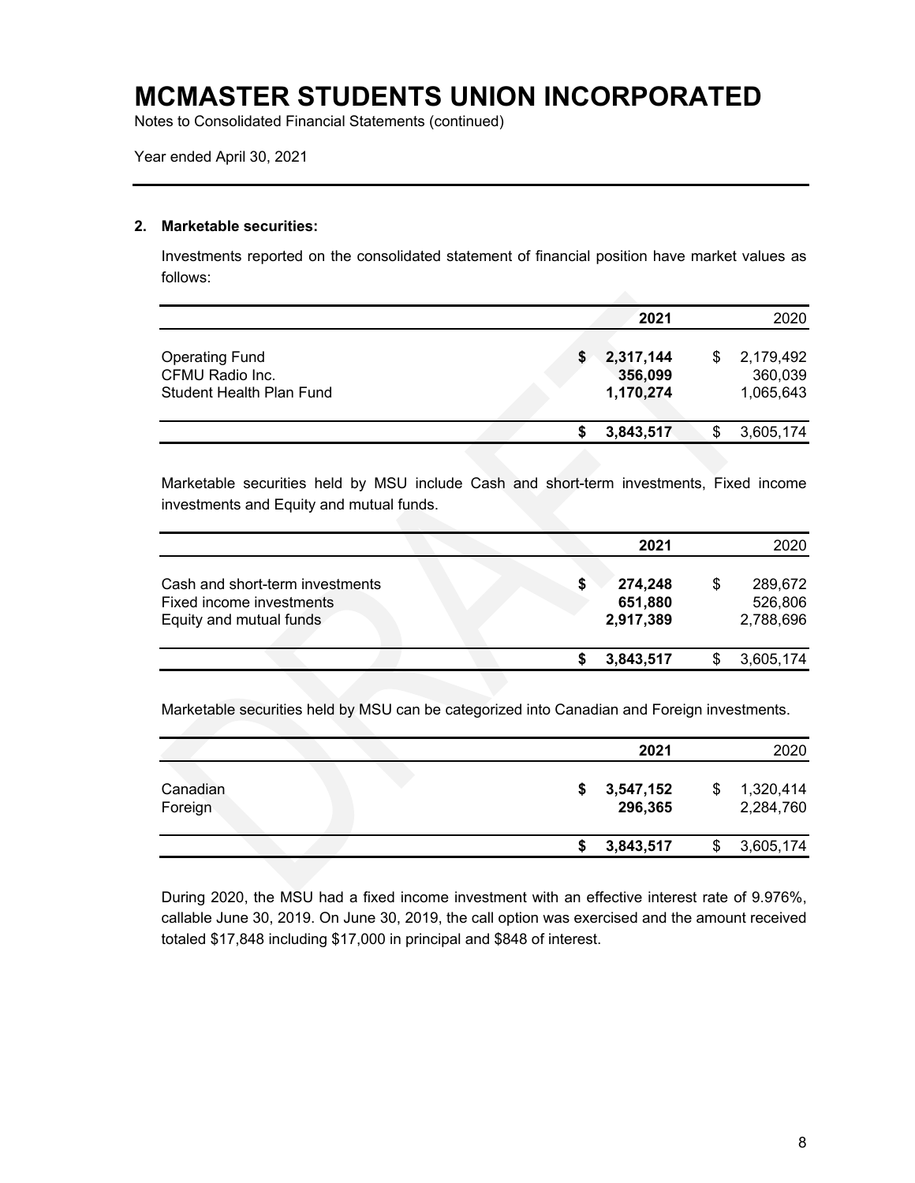# MCMASTER STUDENTS UNION INCORPORATED

Notes to Consolidated Financial Statements (continued)

Year ended April 30, 2021

## 2. Marketable securities:

Investments reported on the consolidated statement of financial position have market values as follows:

| | 2021 | 2020 |
|---|---|---|
| Operating Fund | $ 2,317,144 | $ 2,179,492 |
| CFMU Radio Inc. | 356,099 | 360,039 |
| Student Health Plan Fund | 1,170,274 | 1,065,643 |
| | $ 3,843,517 | $ 3,605,174 |

Marketable securities held by MSU include Cash and short-term investments, Fixed income investments and Equity and mutual funds.

| | 2021 | 2020 |
|---|---|---|
| Cash and short-term investments | $ 274,248 | $ 289,672 |
| Fixed income investments | 651,880 | 526,806 |
| Equity and mutual funds | 2,917,389 | 2,788,696 |
| | $ 3,843,517 | $ 3,605,174 |

Marketable securities held by MSU can be categorized into Canadian and Foreign investments.

| | 2021 | 2020 |
|---|---|---|
| Canadian | $ 3,547,152 | $ 1,320,414 |
| Foreign | 296,365 | 2,284,760 |
| | $ 3,843,517 | $ 3,605,174 |

During 2020, the MSU had a fixed income investment with an effective interest rate of 9.976%, callable June 30, 2019. On June 30, 2019, the call option was exercised and the amount received totaled $17,848 including $17,000 in principal and $848 of interest.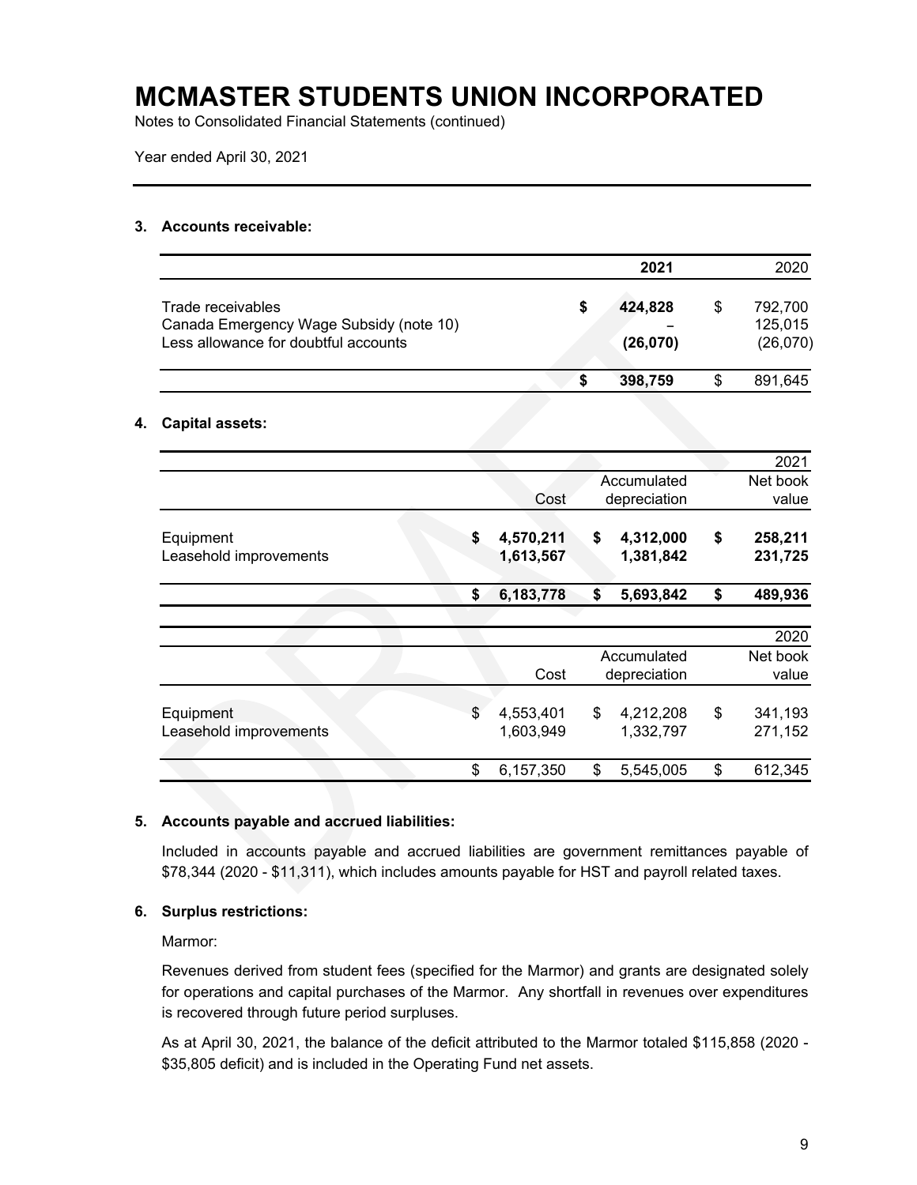# MCMASTER STUDENTS UNION INCORPORATED

Notes to Consolidated Financial Statements (continued)

Year ended April 30, 2021

### 3. Accounts receivable:

| | 2021 | 2020 |
|---|---|---|
| Trade receivables | **$ 424,828** | $ 792,700 |
| Canada Emergency Wage Subsidy (note 10) | **–** | 125,015 |
| Less allowance for doubtful accounts | **(26,070)** | (26,070) |
| | **$ 398,759** | $ 891,645 |

### 4. Capital assets:

| 2021 | Cost | Accumulated depreciation | Net book value |
|---|---|---|---|
| Equipment | **$ 4,570,211** | **$ 4,312,000** | **$ 258,211** |
| Leasehold improvements | **1,613,567** | **1,381,842** | **231,725** |
| | **$ 6,183,778** | **$ 5,693,842** | **$ 489,936** |

| 2020 | Cost | Accumulated depreciation | Net book value |
|---|---|---|---|
| Equipment | $ 4,553,401 | $ 4,212,208 | $ 341,193 |
| Leasehold improvements | 1,603,949 | 1,332,797 | 271,152 |
| | $ 6,157,350 | $ 5,545,005 | $ 612,345 |

### 5. Accounts payable and accrued liabilities:

Included in accounts payable and accrued liabilities are government remittances payable of $78,344 (2020 - $11,311), which includes amounts payable for HST and payroll related taxes.

### 6. Surplus restrictions:

Marmor:

Revenues derived from student fees (specified for the Marmor) and grants are designated solely for operations and capital purchases of the Marmor. Any shortfall in revenues over expenditures is recovered through future period surpluses.

As at April 30, 2021, the balance of the deficit attributed to the Marmor totaled $115,858 (2020 - $35,805 deficit) and is included in the Operating Fund net assets.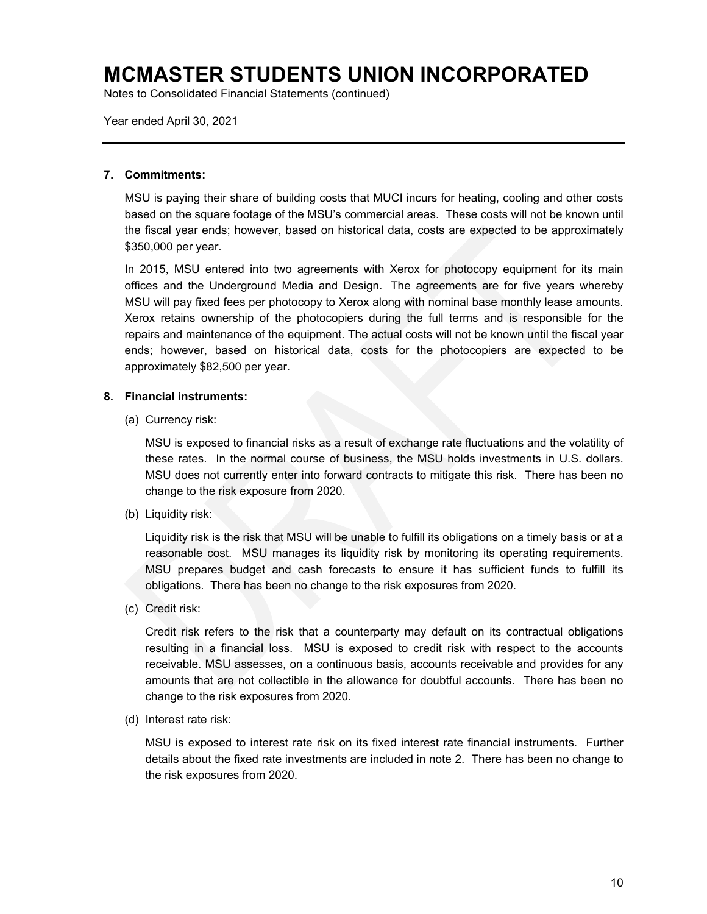# MCMASTER STUDENTS UNION INCORPORATED

Notes to Consolidated Financial Statements (continued)

Year ended April 30, 2021

## 7. Commitments:

MSU is paying their share of building costs that MUCI incurs for heating, cooling and other costs based on the square footage of the MSU's commercial areas. These costs will not be known until the fiscal year ends; however, based on historical data, costs are expected to be approximately $350,000 per year.

In 2015, MSU entered into two agreements with Xerox for photocopy equipment for its main offices and the Underground Media and Design. The agreements are for five years whereby MSU will pay fixed fees per photocopy to Xerox along with nominal base monthly lease amounts. Xerox retains ownership of the photocopiers during the full terms and is responsible for the repairs and maintenance of the equipment. The actual costs will not be known until the fiscal year ends; however, based on historical data, costs for the photocopiers are expected to be approximately $82,500 per year.

## 8. Financial instruments:

(a) Currency risk:

MSU is exposed to financial risks as a result of exchange rate fluctuations and the volatility of these rates. In the normal course of business, the MSU holds investments in U.S. dollars. MSU does not currently enter into forward contracts to mitigate this risk. There has been no change to the risk exposure from 2020.

(b) Liquidity risk:

Liquidity risk is the risk that MSU will be unable to fulfill its obligations on a timely basis or at a reasonable cost. MSU manages its liquidity risk by monitoring its operating requirements. MSU prepares budget and cash forecasts to ensure it has sufficient funds to fulfill its obligations. There has been no change to the risk exposures from 2020.

(c) Credit risk:

Credit risk refers to the risk that a counterparty may default on its contractual obligations resulting in a financial loss. MSU is exposed to credit risk with respect to the accounts receivable. MSU assesses, on a continuous basis, accounts receivable and provides for any amounts that are not collectible in the allowance for doubtful accounts. There has been no change to the risk exposures from 2020.

(d) Interest rate risk:

MSU is exposed to interest rate risk on its fixed interest rate financial instruments. Further details about the fixed rate investments are included in note 2. There has been no change to the risk exposures from 2020.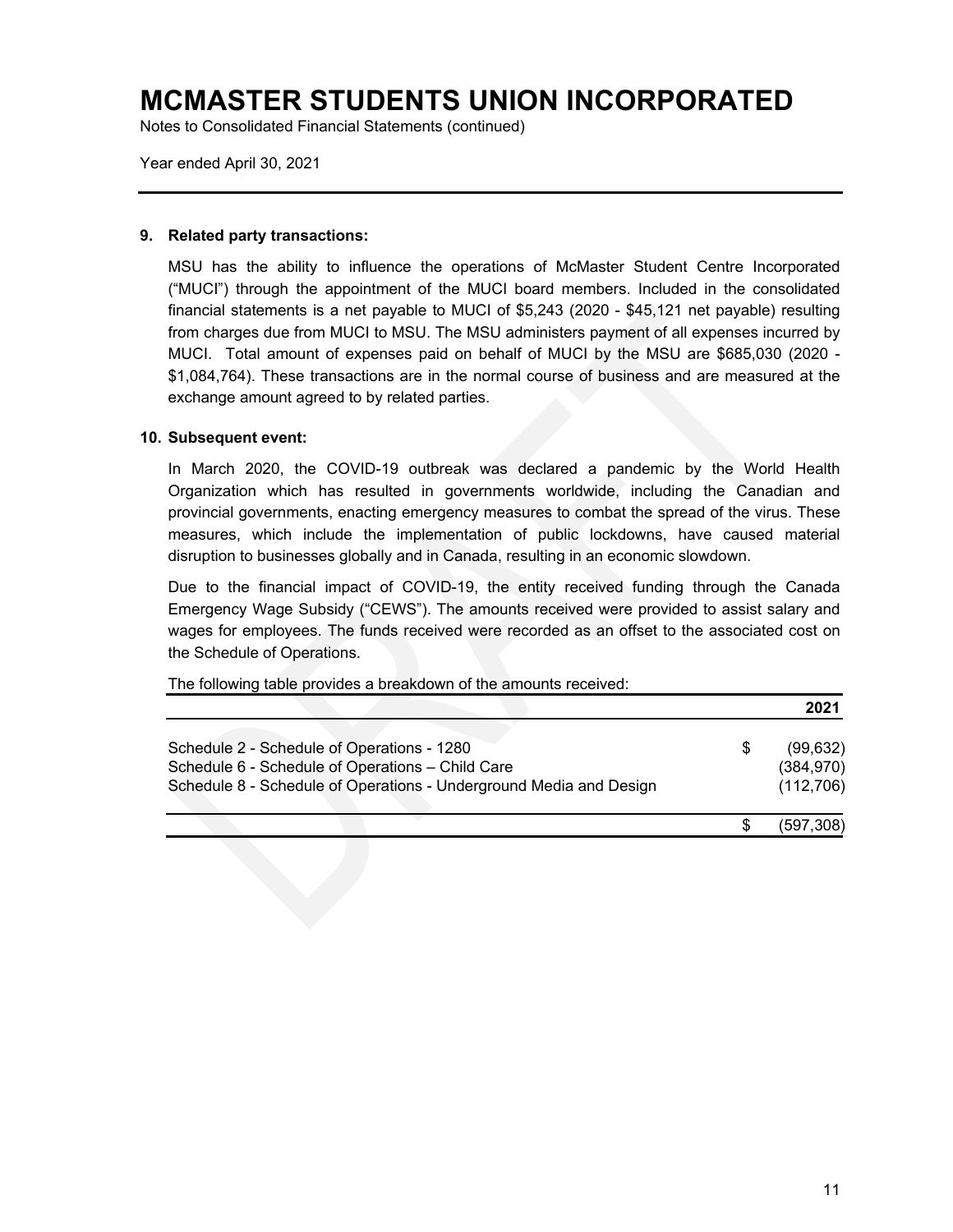# MCMASTER STUDENTS UNION INCORPORATED

Notes to Consolidated Financial Statements (continued)

Year ended April 30, 2021

---

### 9. Related party transactions:

MSU has the ability to influence the operations of McMaster Student Centre Incorporated ("MUCI") through the appointment of the MUCI board members. Included in the consolidated financial statements is a net payable to MUCI of $5,243 (2020 - $45,121 net payable) resulting from charges due from MUCI to MSU. The MSU administers payment of all expenses incurred by MUCI. Total amount of expenses paid on behalf of MUCI by the MSU are $685,030 (2020 - $1,084,764). These transactions are in the normal course of business and are measured at the exchange amount agreed to by related parties.

### 10. Subsequent event:

In March 2020, the COVID-19 outbreak was declared a pandemic by the World Health Organization which has resulted in governments worldwide, including the Canadian and provincial governments, enacting emergency measures to combat the spread of the virus. These measures, which include the implementation of public lockdowns, have caused material disruption to businesses globally and in Canada, resulting in an economic slowdown.

Due to the financial impact of COVID-19, the entity received funding through the Canada Emergency Wage Subsidy ("CEWS"). The amounts received were provided to assist salary and wages for employees. The funds received were recorded as an offset to the associated cost on the Schedule of Operations.

The following table provides a breakdown of the amounts received:

| | | 2021 |
|---|---|---|
| Schedule 2 - Schedule of Operations - 1280 | $ | (99,632) |
| Schedule 6 - Schedule of Operations – Child Care | | (384,970) |
| Schedule 8 - Schedule of Operations - Underground Media and Design | | (112,706) |
| | $ | (597,308) |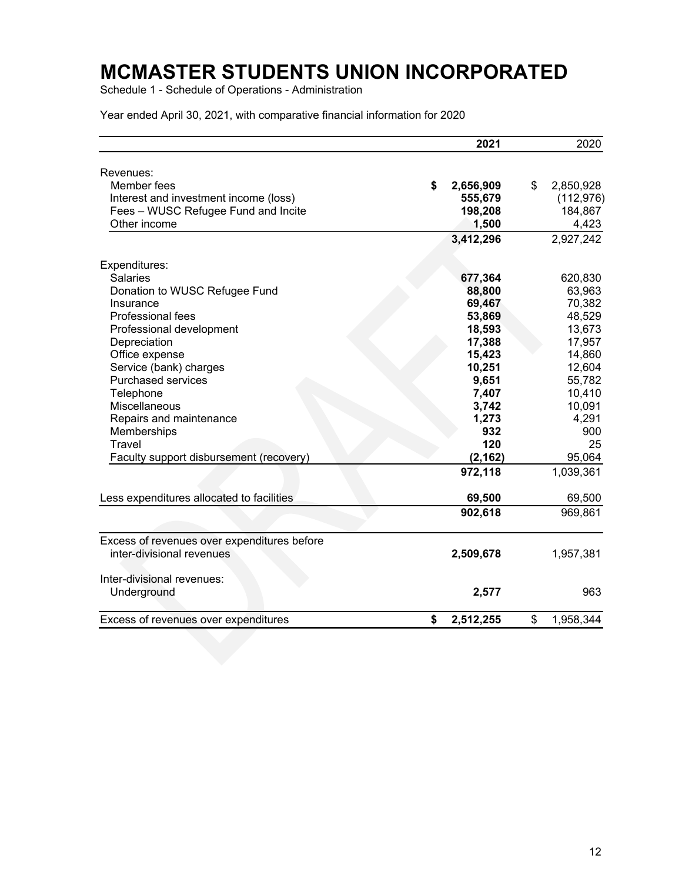# MCMASTER STUDENTS UNION INCORPORATED

Schedule 1 - Schedule of Operations - Administration

Year ended April 30, 2021, with comparative financial information for 2020

| | 2021 | 2020 |
|---|---|---|
| Revenues: | | |
| Member fees | **$ 2,656,909** | $ 2,850,928 |
| Interest and investment income (loss) | **555,679** | (112,976) |
| Fees – WUSC Refugee Fund and Incite | **198,208** | 184,867 |
| Other income | **1,500** | 4,423 |
| | **3,412,296** | 2,927,242 |
| Expenditures: | | |
| Salaries | **677,364** | 620,830 |
| Donation to WUSC Refugee Fund | **88,800** | 63,963 |
| Insurance | **69,467** | 70,382 |
| Professional fees | **53,869** | 48,529 |
| Professional development | **18,593** | 13,673 |
| Depreciation | **17,388** | 17,957 |
| Office expense | **15,423** | 14,860 |
| Service (bank) charges | **10,251** | 12,604 |
| Purchased services | **9,651** | 55,782 |
| Telephone | **7,407** | 10,410 |
| Miscellaneous | **3,742** | 10,091 |
| Repairs and maintenance | **1,273** | 4,291 |
| Memberships | **932** | 900 |
| Travel | **120** | 25 |
| Faculty support disbursement (recovery) | **(2,162)** | 95,064 |
| | **972,118** | 1,039,361 |
| Less expenditures allocated to facilities | **69,500** | 69,500 |
| | **902,618** | 969,861 |
| Excess of revenues over expenditures before inter-divisional revenues | **2,509,678** | 1,957,381 |
| Inter-divisional revenues: | | |
| Underground | **2,577** | 963 |
| Excess of revenues over expenditures | **$ 2,512,255** | $ 1,958,344 |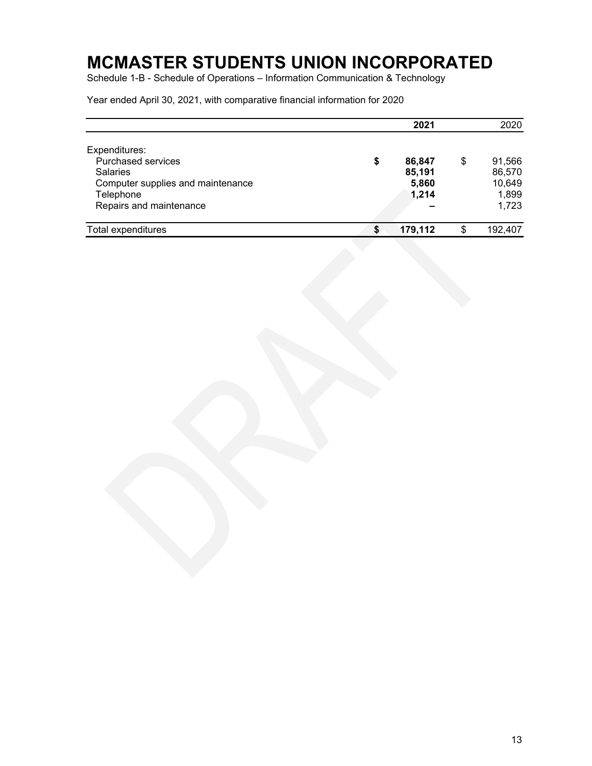# MCMASTER STUDENTS UNION INCORPORATED

Schedule 1-B - Schedule of Operations – Information Communication & Technology

Year ended April 30, 2021, with comparative financial information for 2020

| | **2021** | 2020 |
|---|---|---|
| Expenditures: | | |
| Purchased services | **$ 86,847** | $ 91,566 |
| Salaries | **85,191** | 86,570 |
| Computer supplies and maintenance | **5,860** | 10,649 |
| Telephone | **1,214** | 1,899 |
| Repairs and maintenance | **–** | 1,723 |
| Total expenditures | **$ 179,112** | $ 192,407 |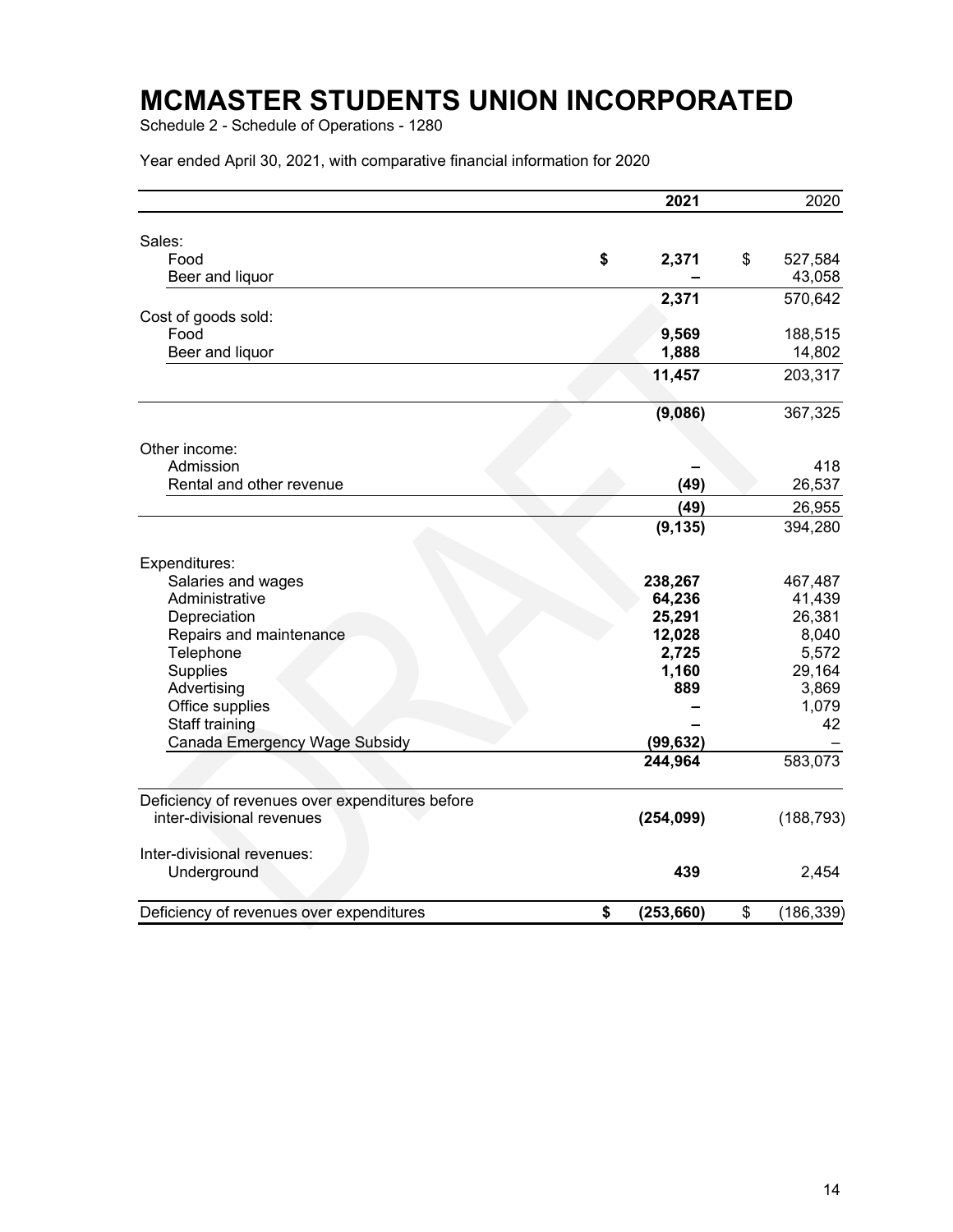# MCMASTER STUDENTS UNION INCORPORATED

Schedule 2 - Schedule of Operations - 1280

Year ended April 30, 2021, with comparative financial information for 2020

| | **2021** | 2020 |
|---|---|---|
| Sales: | | |
| Food | **$ 2,371** | $ 527,584 |
| Beer and liquor | **–** | 43,058 |
| | **2,371** | 570,642 |
| Cost of goods sold: | | |
| Food | **9,569** | 188,515 |
| Beer and liquor | **1,888** | 14,802 |
| | **11,457** | 203,317 |
| | **(9,086)** | 367,325 |
| Other income: | | |
| Admission | **–** | 418 |
| Rental and other revenue | **(49)** | 26,537 |
| | **(49)** | 26,955 |
| | **(9,135)** | 394,280 |
| Expenditures: | | |
| Salaries and wages | **238,267** | 467,487 |
| Administrative | **64,236** | 41,439 |
| Depreciation | **25,291** | 26,381 |
| Repairs and maintenance | **12,028** | 8,040 |
| Telephone | **2,725** | 5,572 |
| Supplies | **1,160** | 29,164 |
| Advertising | **889** | 3,869 |
| Office supplies | **–** | 1,079 |
| Staff training | **–** | 42 |
| Canada Emergency Wage Subsidy | **(99,632)** | – |
| | **244,964** | 583,073 |
| Deficiency of revenues over expenditures before inter-divisional revenues | **(254,099)** | (188,793) |
| Inter-divisional revenues: | | |
| Underground | **439** | 2,454 |
| Deficiency of revenues over expenditures | **$ (253,660)** | $ (186,339) |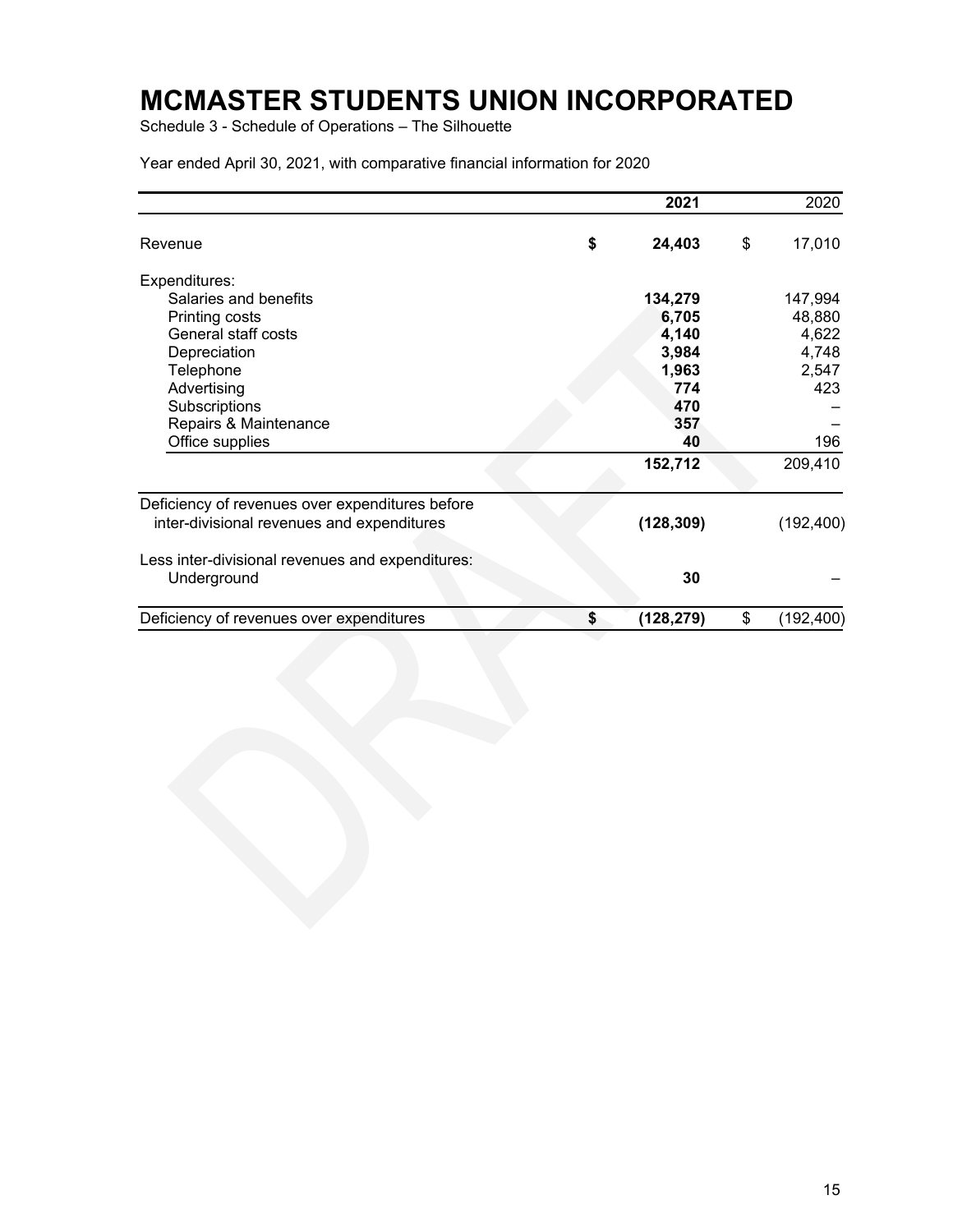# MCMASTER STUDENTS UNION INCORPORATED

Schedule 3 - Schedule of Operations – The Silhouette

Year ended April 30, 2021, with comparative financial information for 2020

| | 2021 | 2020 |
|---|---|---|
| Revenue | **$ 24,403** | $ 17,010 |
| Expenditures: | | |
| Salaries and benefits | **134,279** | 147,994 |
| Printing costs | **6,705** | 48,880 |
| General staff costs | **4,140** | 4,622 |
| Depreciation | **3,984** | 4,748 |
| Telephone | **1,963** | 2,547 |
| Advertising | **774** | 423 |
| Subscriptions | **470** | – |
| Repairs & Maintenance | **357** | – |
| Office supplies | **40** | 196 |
| | **152,712** | 209,410 |
| Deficiency of revenues over expenditures before inter-divisional revenues and expenditures | **(128,309)** | (192,400) |
| Less inter-divisional revenues and expenditures: | | |
| Underground | **30** | – |
| Deficiency of revenues over expenditures | **$ (128,279)** | $ (192,400) |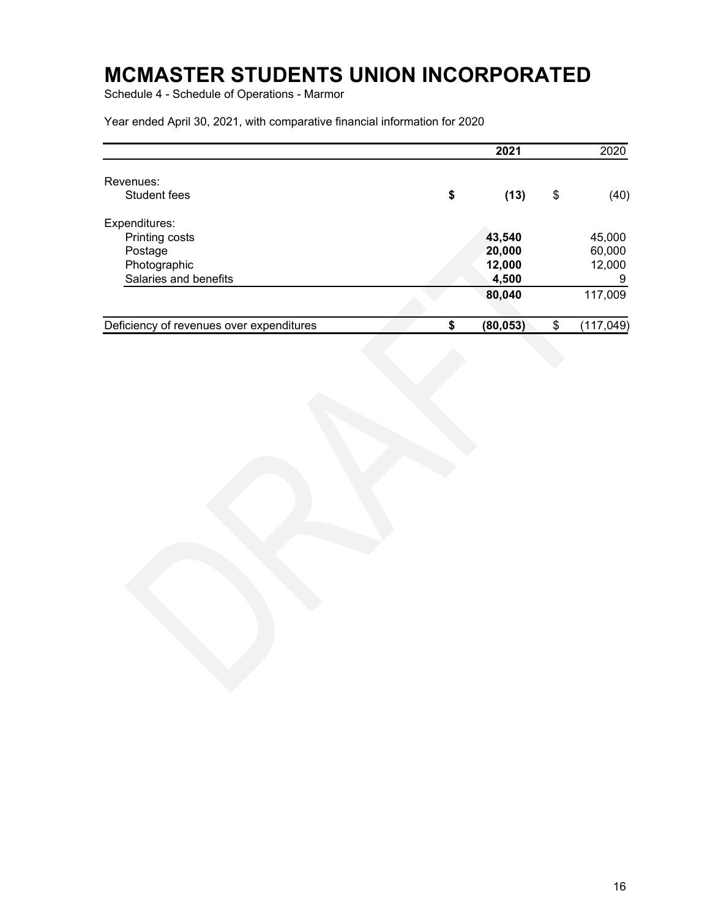# MCMASTER STUDENTS UNION INCORPORATED

Schedule 4 - Schedule of Operations - Marmor

Year ended April 30, 2021, with comparative financial information for 2020

| | | **2021** | | 2020 |
|---|---|---|---|---|
| Revenues: | | | | |
| Student fees | **$** | **(13)** | $ | (40) |
| Expenditures: | | | | |
| Printing costs | | **43,540** | | 45,000 |
| Postage | | **20,000** | | 60,000 |
| Photographic | | **12,000** | | 12,000 |
| Salaries and benefits | | **4,500** | | 9 |
| | | **80,040** | | 117,009 |
| Deficiency of revenues over expenditures | **$** | **(80,053)** | $ | (117,049) |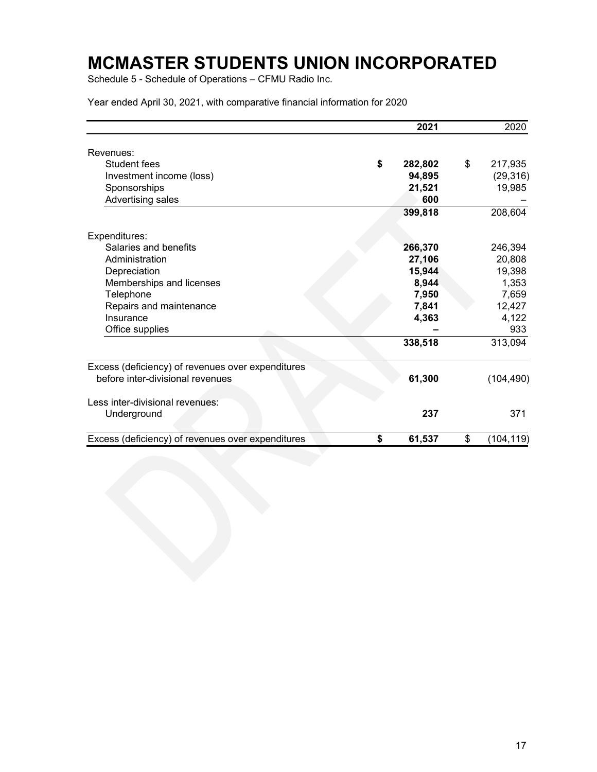# MCMASTER STUDENTS UNION INCORPORATED

Schedule 5 - Schedule of Operations – CFMU Radio Inc.

Year ended April 30, 2021, with comparative financial information for 2020

| | 2021 | 2020 |
|---|---|---|
| Revenues: | | |
| Student fees | **$ 282,802** | $ 217,935 |
| Investment income (loss) | **94,895** | (29,316) |
| Sponsorships | **21,521** | 19,985 |
| Advertising sales | **600** | – |
| | **399,818** | 208,604 |
| Expenditures: | | |
| Salaries and benefits | **266,370** | 246,394 |
| Administration | **27,106** | 20,808 |
| Depreciation | **15,944** | 19,398 |
| Memberships and licenses | **8,944** | 1,353 |
| Telephone | **7,950** | 7,659 |
| Repairs and maintenance | **7,841** | 12,427 |
| Insurance | **4,363** | 4,122 |
| Office supplies | **–** | 933 |
| | **338,518** | 313,094 |
| Excess (deficiency) of revenues over expenditures before inter-divisional revenues | **61,300** | (104,490) |
| Less inter-divisional revenues: | | |
| Underground | **237** | 371 |
| Excess (deficiency) of revenues over expenditures | **$ 61,537** | $ (104,119) |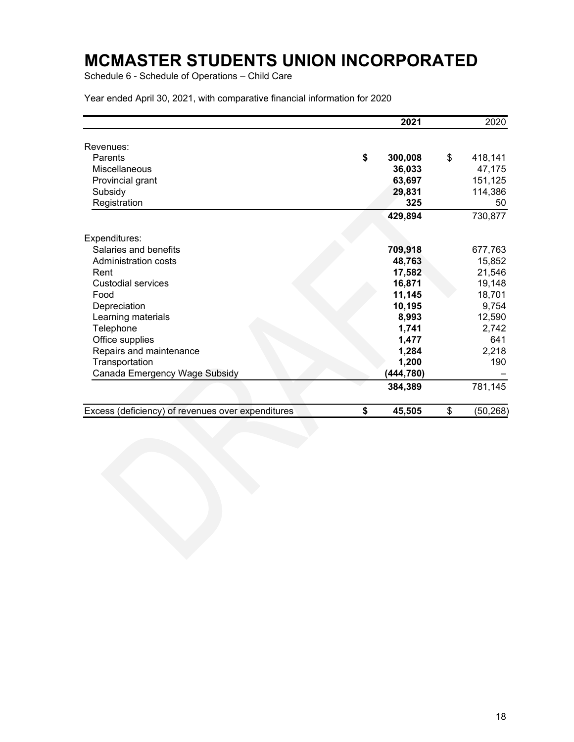# MCMASTER STUDENTS UNION INCORPORATED

Schedule 6 - Schedule of Operations – Child Care

Year ended April 30, 2021, with comparative financial information for 2020

| | 2021 | 2020 |
|---|---|---|
| Revenues: | | |
| Parents | $ 300,008 | $ 418,141 |
| Miscellaneous | 36,033 | 47,175 |
| Provincial grant | 63,697 | 151,125 |
| Subsidy | 29,831 | 114,386 |
| Registration | 325 | 50 |
| | 429,894 | 730,877 |
| Expenditures: | | |
| Salaries and benefits | 709,918 | 677,763 |
| Administration costs | 48,763 | 15,852 |
| Rent | 17,582 | 21,546 |
| Custodial services | 16,871 | 19,148 |
| Food | 11,145 | 18,701 |
| Depreciation | 10,195 | 9,754 |
| Learning materials | 8,993 | 12,590 |
| Telephone | 1,741 | 2,742 |
| Office supplies | 1,477 | 641 |
| Repairs and maintenance | 1,284 | 2,218 |
| Transportation | 1,200 | 190 |
| Canada Emergency Wage Subsidy | (444,780) | – |
| | 384,389 | 781,145 |
| Excess (deficiency) of revenues over expenditures | $ 45,505 | $ (50,268) |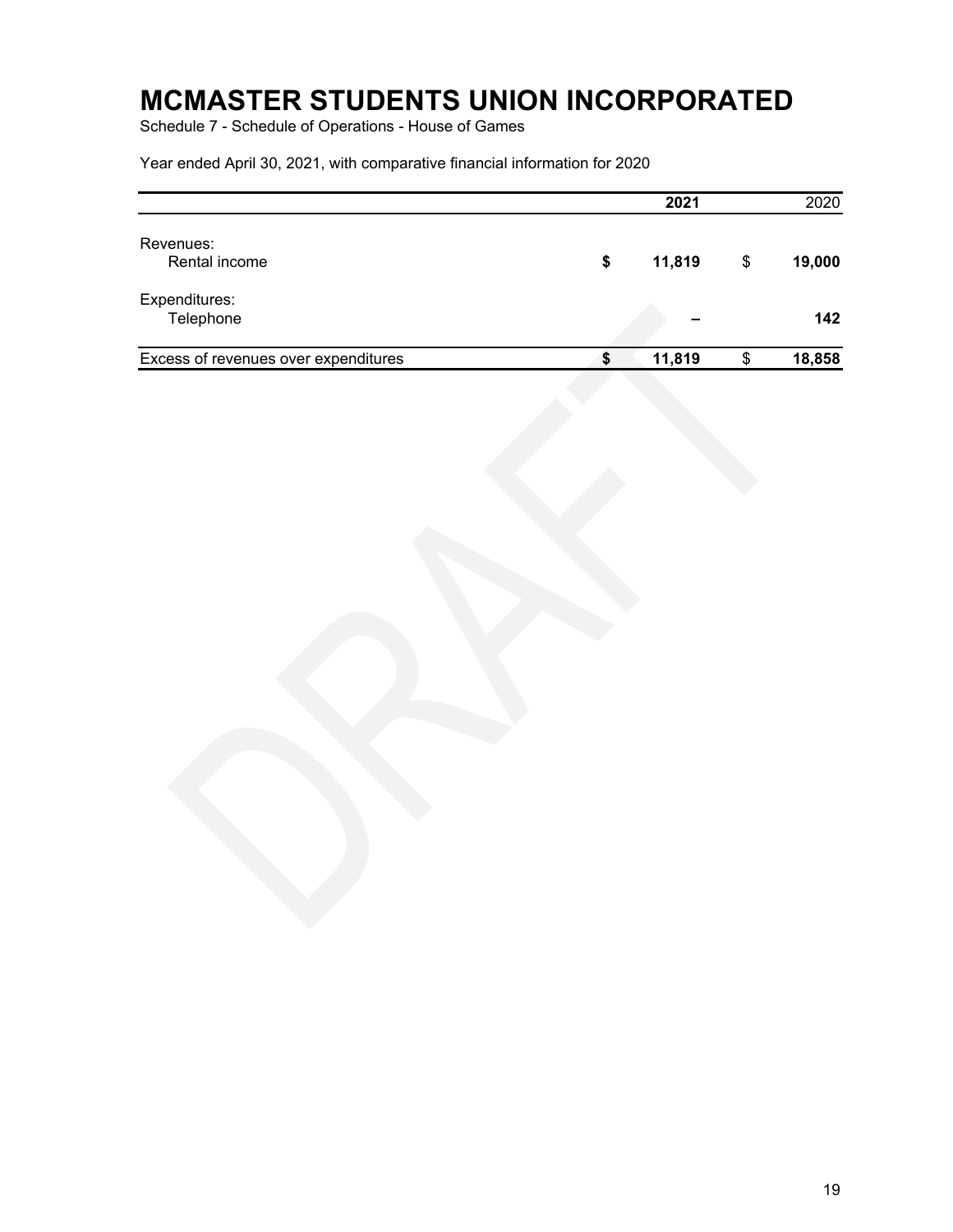# MCMASTER STUDENTS UNION INCORPORATED

Schedule 7 - Schedule of Operations - House of Games

Year ended April 30, 2021, with comparative financial information for 2020

| | 2021 | 2020 |
|---|---|---|
| Revenues: | | |
| Rental income | $ 11,819 | $ 19,000 |
| Expenditures: | | |
| Telephone | – | 142 |
| Excess of revenues over expenditures | $ 11,819 | $ 18,858 |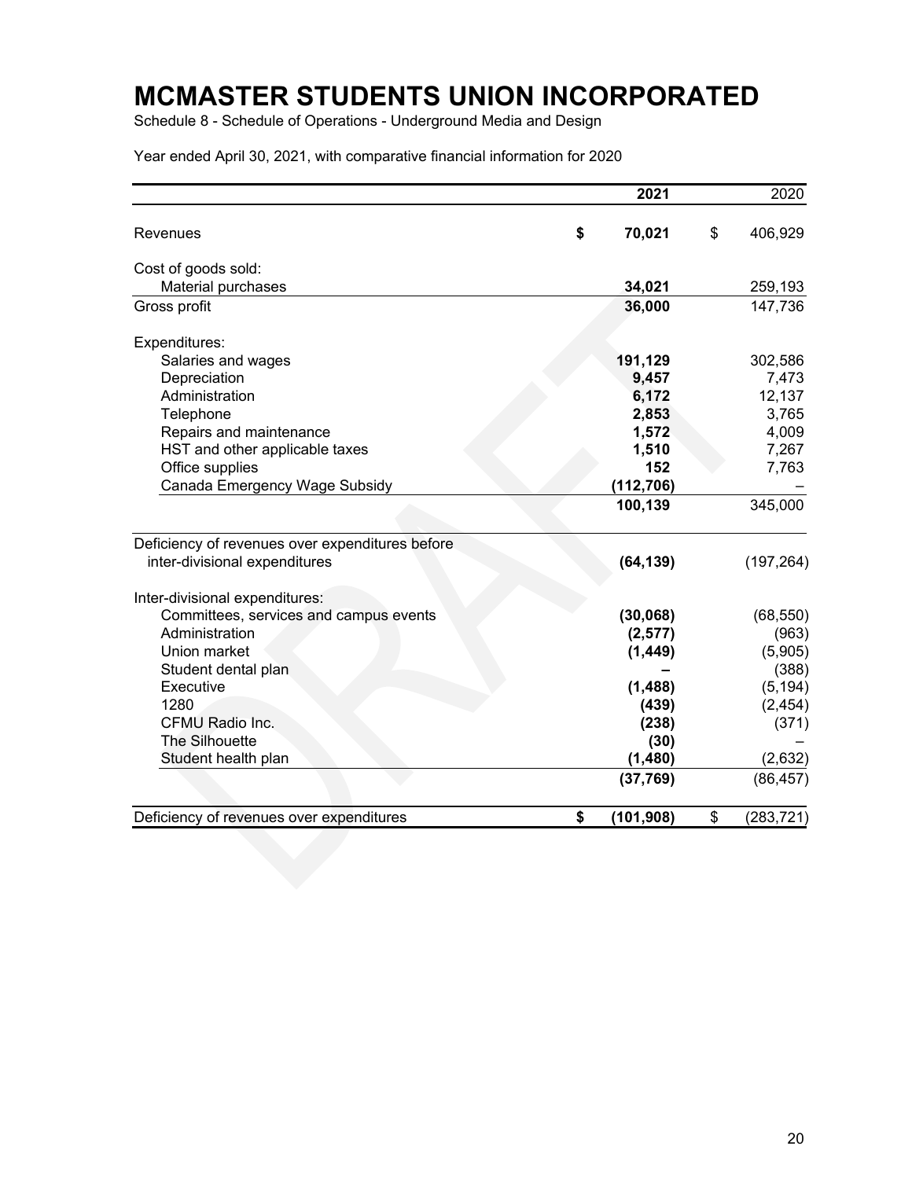# MCMASTER STUDENTS UNION INCORPORATED

Schedule 8 - Schedule of Operations - Underground Media and Design

Year ended April 30, 2021, with comparative financial information for 2020

| | 2021 | 2020 |
|---|---|---|
| Revenues | **$ 70,021** | $ 406,929 |
| Cost of goods sold: | | |
| Material purchases | **34,021** | 259,193 |
| Gross profit | **36,000** | 147,736 |
| Expenditures: | | |
| Salaries and wages | **191,129** | 302,586 |
| Depreciation | **9,457** | 7,473 |
| Administration | **6,172** | 12,137 |
| Telephone | **2,853** | 3,765 |
| Repairs and maintenance | **1,572** | 4,009 |
| HST and other applicable taxes | **1,510** | 7,267 |
| Office supplies | **152** | 7,763 |
| Canada Emergency Wage Subsidy | **(112,706)** | – |
| | **100,139** | 345,000 |
| Deficiency of revenues over expenditures before inter-divisional expenditures | **(64,139)** | (197,264) |
| Inter-divisional expenditures: | | |
| Committees, services and campus events | **(30,068)** | (68,550) |
| Administration | **(2,577)** | (963) |
| Union market | **(1,449)** | (5,905) |
| Student dental plan | **–** | (388) |
| Executive | **(1,488)** | (5,194) |
| 1280 | **(439)** | (2,454) |
| CFMU Radio Inc. | **(238)** | (371) |
| The Silhouette | **(30)** | – |
| Student health plan | **(1,480)** | (2,632) |
| | **(37,769)** | (86,457) |
| Deficiency of revenues over expenditures | **$ (101,908)** | $ (283,721) |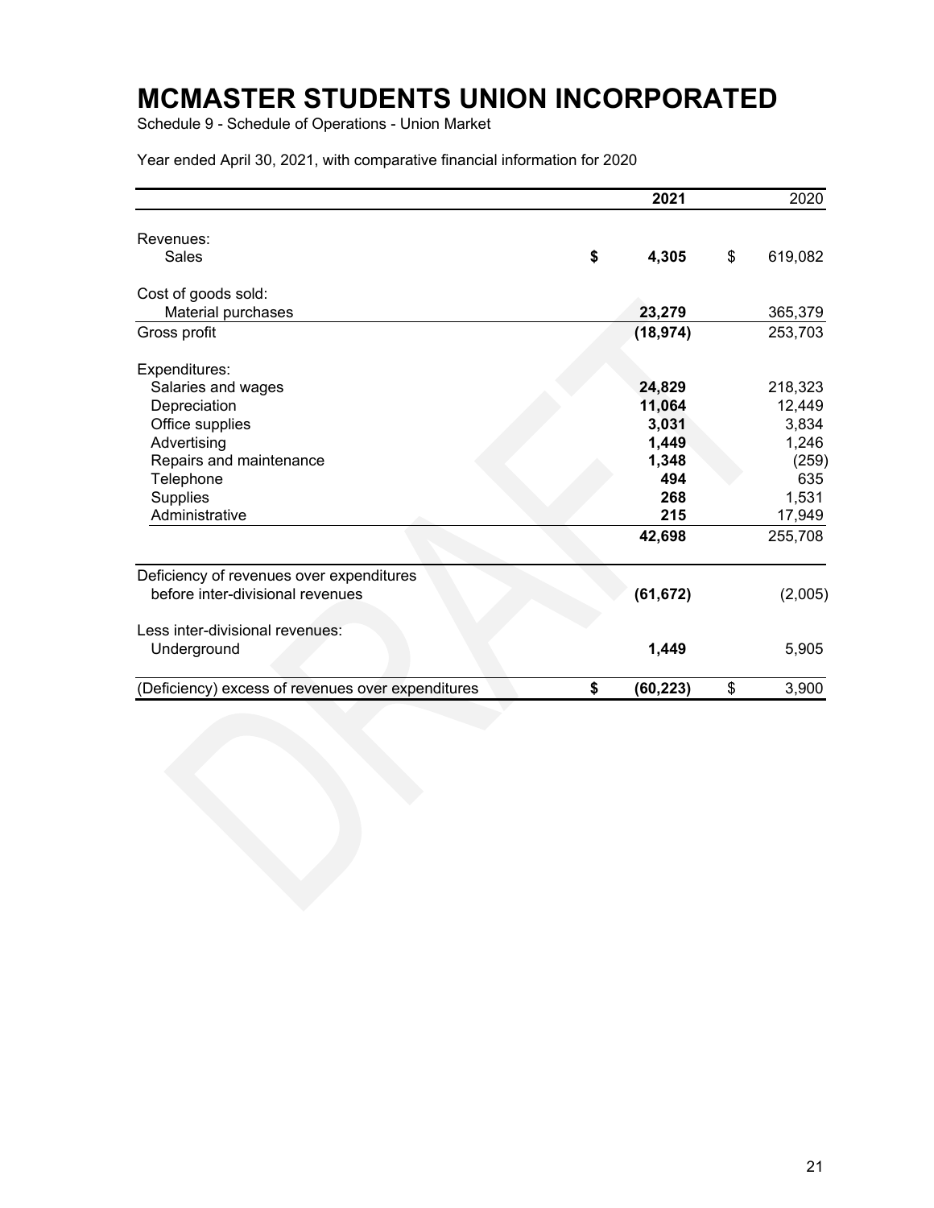# MCMASTER STUDENTS UNION INCORPORATED

Schedule 9 - Schedule of Operations - Union Market

Year ended April 30, 2021, with comparative financial information for 2020

| | 2021 | 2020 |
|---|---|---|
| Revenues: | | |
| Sales | **$ 4,305** | $ 619,082 |
| Cost of goods sold: | | |
| Material purchases | **23,279** | 365,379 |
| Gross profit | **(18,974)** | 253,703 |
| Expenditures: | | |
| Salaries and wages | **24,829** | 218,323 |
| Depreciation | **11,064** | 12,449 |
| Office supplies | **3,031** | 3,834 |
| Advertising | **1,449** | 1,246 |
| Repairs and maintenance | **1,348** | (259) |
| Telephone | **494** | 635 |
| Supplies | **268** | 1,531 |
| Administrative | **215** | 17,949 |
| | **42,698** | 255,708 |
| Deficiency of revenues over expenditures before inter-divisional revenues | **(61,672)** | (2,005) |
| Less inter-divisional revenues: | | |
| Underground | **1,449** | 5,905 |
| (Deficiency) excess of revenues over expenditures | **$ (60,223)** | $ 3,900 |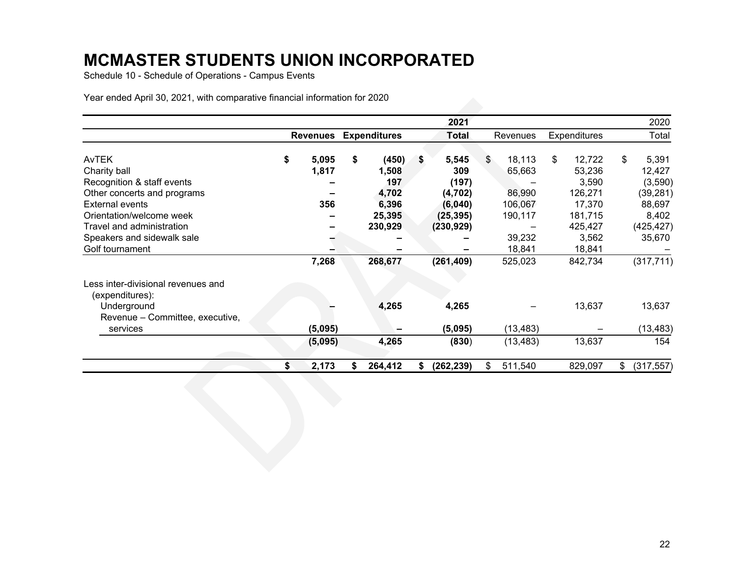# MCMASTER STUDENTS UNION INCORPORATED

Schedule 10 - Schedule of Operations - Campus Events

Year ended April 30, 2021, with comparative financial information for 2020

| | | | 2021 | | | 2020 |
|---|---|---|---|---|---|---|
| | **Revenues** | **Expenditures** | **Total** | Revenues | Expenditures | Total |
| AvTEK | **$ 5,095** | **$ (450)** | **$ 5,545** | $ 18,113 | $ 12,722 | $ 5,391 |
| Charity ball | **1,817** | **1,508** | **309** | 65,663 | 53,236 | 12,427 |
| Recognition & staff events | **–** | **197** | **(197)** | – | 3,590 | (3,590) |
| Other concerts and programs | **–** | **4,702** | **(4,702)** | 86,990 | 126,271 | (39,281) |
| External events | **356** | **6,396** | **(6,040)** | 106,067 | 17,370 | 88,697 |
| Orientation/welcome week | **–** | **25,395** | **(25,395)** | 190,117 | 181,715 | 8,402 |
| Travel and administration | **–** | **230,929** | **(230,929)** | – | 425,427 | (425,427) |
| Speakers and sidewalk sale | **–** | **–** | **–** | 39,232 | 3,562 | 35,670 |
| Golf tournament | **–** | **–** | **–** | 18,841 | 18,841 | – |
| | **7,268** | **268,677** | **(261,409)** | 525,023 | 842,734 | (317,711) |
| Less inter-divisional revenues and (expenditures): | | | | | | |
| Underground | **–** | **4,265** | **4,265** | – | 13,637 | 13,637 |
| Revenue – Committee, executive, services | **(5,095)** | **–** | **(5,095)** | (13,483) | – | (13,483) |
| | **(5,095)** | **4,265** | **(830)** | (13,483) | 13,637 | 154 |
| | **$ 2,173** | **$ 264,412** | **$ (262,239)** | $ 511,540 | 829,097 | $ (317,557) |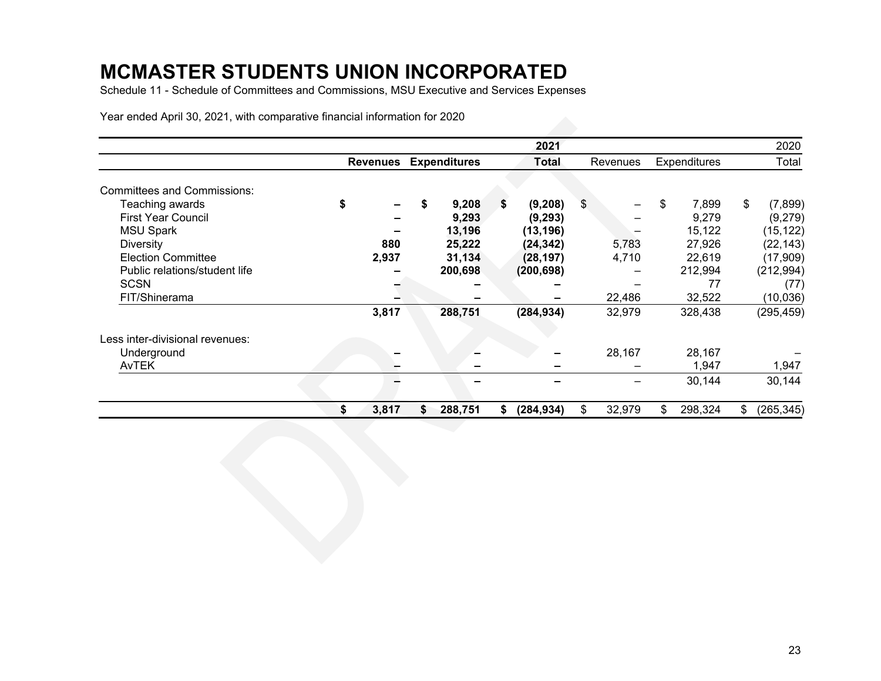# MCMASTER STUDENTS UNION INCORPORATED

Schedule 11 - Schedule of Committees and Commissions, MSU Executive and Services Expenses

Year ended April 30, 2021, with comparative financial information for 2020

| | | | 2021 | | | 2020 |
|---|---|---|---|---|---|---|
| | **Revenues** | **Expenditures** | **Total** | Revenues | Expenditures | Total |
| Committees and Commissions: | | | | | | |
| Teaching awards | **$ –** | **$ 9,208** | **$ (9,208)** | $ – | $ 7,899 | $ (7,899) |
| First Year Council | **–** | **9,293** | **(9,293)** | – | 9,279 | (9,279) |
| MSU Spark | **–** | **13,196** | **(13,196)** | – | 15,122 | (15,122) |
| Diversity | **880** | **25,222** | **(24,342)** | 5,783 | 27,926 | (22,143) |
| Election Committee | **2,937** | **31,134** | **(28,197)** | 4,710 | 22,619 | (17,909) |
| Public relations/student life | **–** | **200,698** | **(200,698)** | – | 212,994 | (212,994) |
| SCSN | **–** | **–** | **–** | – | 77 | (77) |
| FIT/Shinerama | **–** | **–** | **–** | 22,486 | 32,522 | (10,036) |
| | **3,817** | **288,751** | **(284,934)** | 32,979 | 328,438 | (295,459) |
| Less inter-divisional revenues: | | | | | | |
| Underground | **–** | **–** | **–** | 28,167 | 28,167 | – |
| AvTEK | **–** | **–** | **–** | – | 1,947 | 1,947 |
| | **–** | **–** | **–** | – | 30,144 | 30,144 |
| | **$ 3,817** | **$ 288,751** | **$ (284,934)** | $ 32,979 | $ 298,324 | $ (265,345) |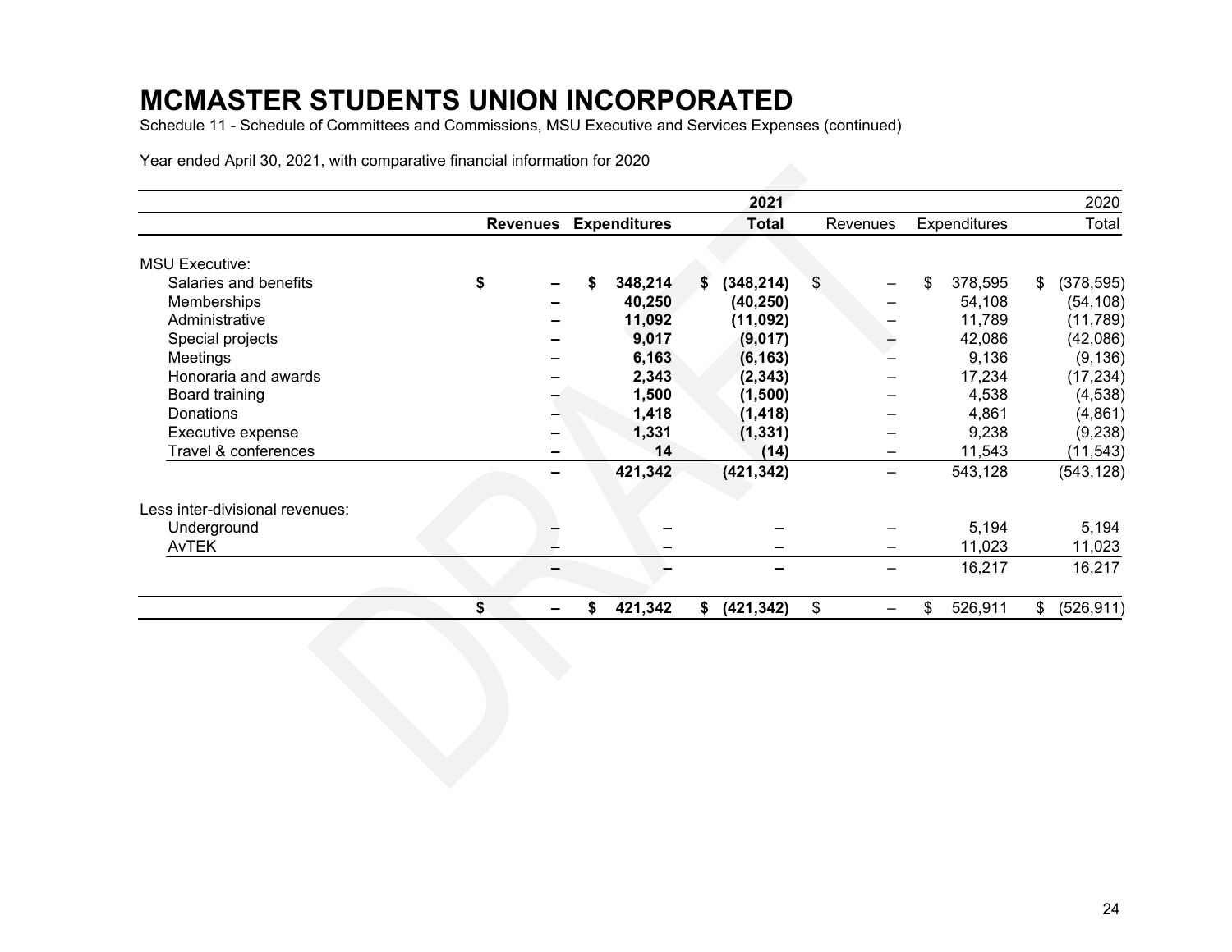# MCMASTER STUDENTS UNION INCORPORATED

Schedule 11 - Schedule of Committees and Commissions, MSU Executive and Services Expenses (continued)

Year ended April 30, 2021, with comparative financial information for 2020

| | | | 2021 | | | 2020 |
|---|---|---|---|---|---|---|
| | **Revenues** | **Expenditures** | **Total** | Revenues | Expenditures | Total |
| MSU Executive: | | | | | | |
| Salaries and benefits | **$ –** | **$ 348,214** | **$ (348,214)** | $ – | $ 378,595 | $ (378,595) |
| Memberships | **–** | **40,250** | **(40,250)** | – | 54,108 | (54,108) |
| Administrative | **–** | **11,092** | **(11,092)** | – | 11,789 | (11,789) |
| Special projects | **–** | **9,017** | **(9,017)** | – | 42,086 | (42,086) |
| Meetings | **–** | **6,163** | **(6,163)** | – | 9,136 | (9,136) |
| Honoraria and awards | **–** | **2,343** | **(2,343)** | – | 17,234 | (17,234) |
| Board training | **–** | **1,500** | **(1,500)** | – | 4,538 | (4,538) |
| Donations | **–** | **1,418** | **(1,418)** | – | 4,861 | (4,861) |
| Executive expense | **–** | **1,331** | **(1,331)** | – | 9,238 | (9,238) |
| Travel & conferences | **–** | **14** | **(14)** | – | 11,543 | (11,543) |
| | **–** | **421,342** | **(421,342)** | – | 543,128 | (543,128) |
| Less inter-divisional revenues: | | | | | | |
| Underground | **–** | **–** | **–** | – | 5,194 | 5,194 |
| AvTEK | **–** | **–** | **–** | – | 11,023 | 11,023 |
| | **–** | **–** | **–** | – | 16,217 | 16,217 |
| | **$ –** | **$ 421,342** | **$ (421,342)** | $ – | $ 526,911 | $ (526,911) |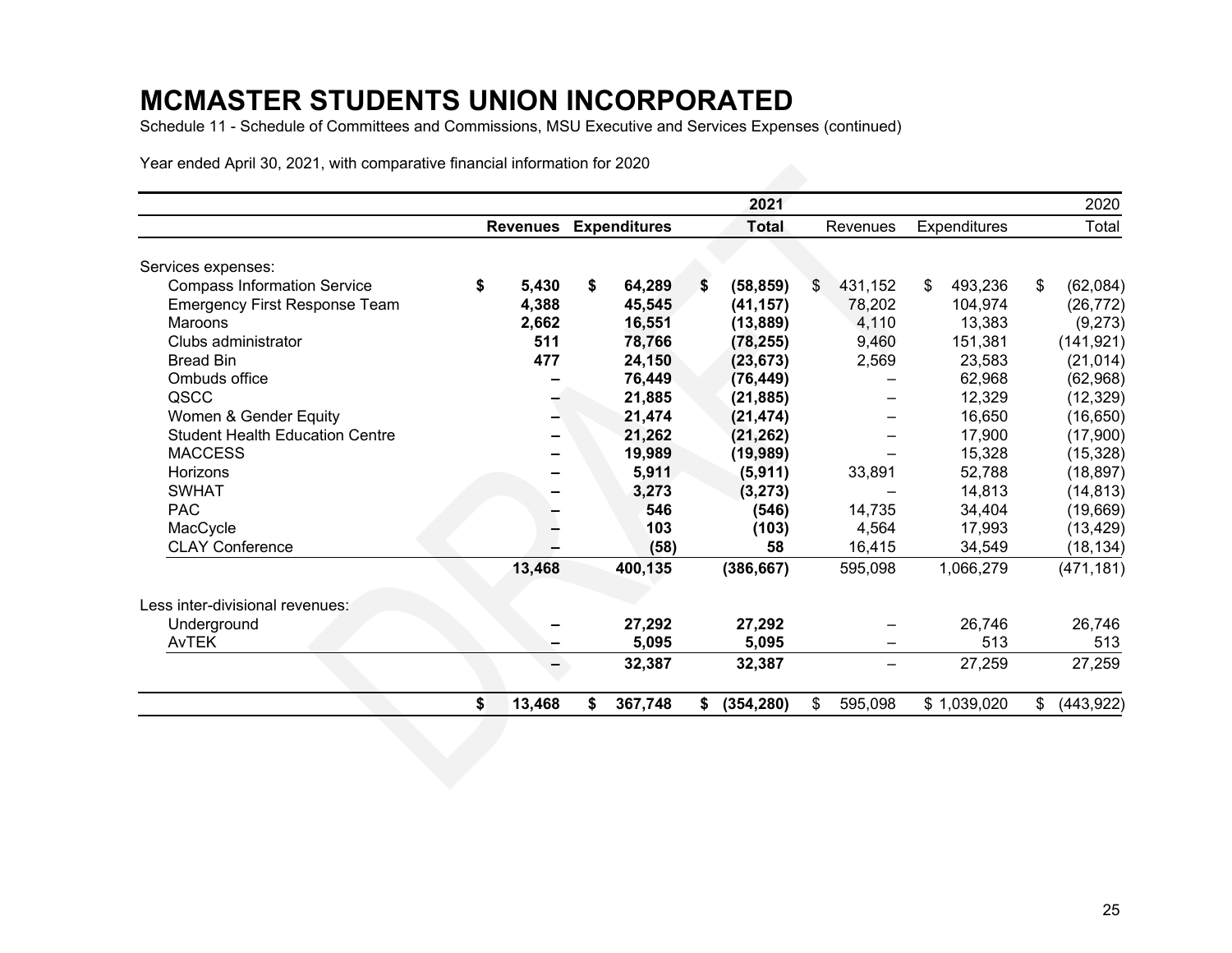# MCMASTER STUDENTS UNION INCORPORATED

Schedule 11 - Schedule of Committees and Commissions, MSU Executive and Services Expenses (continued)

Year ended April 30, 2021, with comparative financial information for 2020

| | | | 2021 | | | 2020 |
|---|---|---|---|---|---|---|
| | **Revenues** | **Expenditures** | **Total** | Revenues | Expenditures | Total |
| Services expenses: | | | | | | |
| Compass Information Service | **$ 5,430** | **$ 64,289** | **$ (58,859)** | $ 431,152 | $ 493,236 | $ (62,084) |
| Emergency First Response Team | **4,388** | **45,545** | **(41,157)** | 78,202 | 104,974 | (26,772) |
| Maroons | **2,662** | **16,551** | **(13,889)** | 4,110 | 13,383 | (9,273) |
| Clubs administrator | **511** | **78,766** | **(78,255)** | 9,460 | 151,381 | (141,921) |
| Bread Bin | **477** | **24,150** | **(23,673)** | 2,569 | 23,583 | (21,014) |
| Ombuds office | **–** | **76,449** | **(76,449)** | – | 62,968 | (62,968) |
| QSCC | **–** | **21,885** | **(21,885)** | – | 12,329 | (12,329) |
| Women & Gender Equity | **–** | **21,474** | **(21,474)** | – | 16,650 | (16,650) |
| Student Health Education Centre | **–** | **21,262** | **(21,262)** | – | 17,900 | (17,900) |
| MACCESS | **–** | **19,989** | **(19,989)** | – | 15,328 | (15,328) |
| Horizons | **–** | **5,911** | **(5,911)** | 33,891 | 52,788 | (18,897) |
| SWHAT | **–** | **3,273** | **(3,273)** | – | 14,813 | (14,813) |
| PAC | **–** | **546** | **(546)** | 14,735 | 34,404 | (19,669) |
| MacCycle | **–** | **103** | **(103)** | 4,564 | 17,993 | (13,429) |
| CLAY Conference | **–** | **(58)** | **58** | 16,415 | 34,549 | (18,134) |
| | **13,468** | **400,135** | **(386,667)** | 595,098 | 1,066,279 | (471,181) |
| Less inter-divisional revenues: | | | | | | |
| Underground | **–** | **27,292** | **27,292** | – | 26,746 | 26,746 |
| AvTEK | **–** | **5,095** | **5,095** | – | 513 | 513 |
| | **–** | **32,387** | **32,387** | – | 27,259 | 27,259 |
| | **$ 13,468** | **$ 367,748** | **$ (354,280)** | $ 595,098 | $ 1,039,020 | $ (443,922) |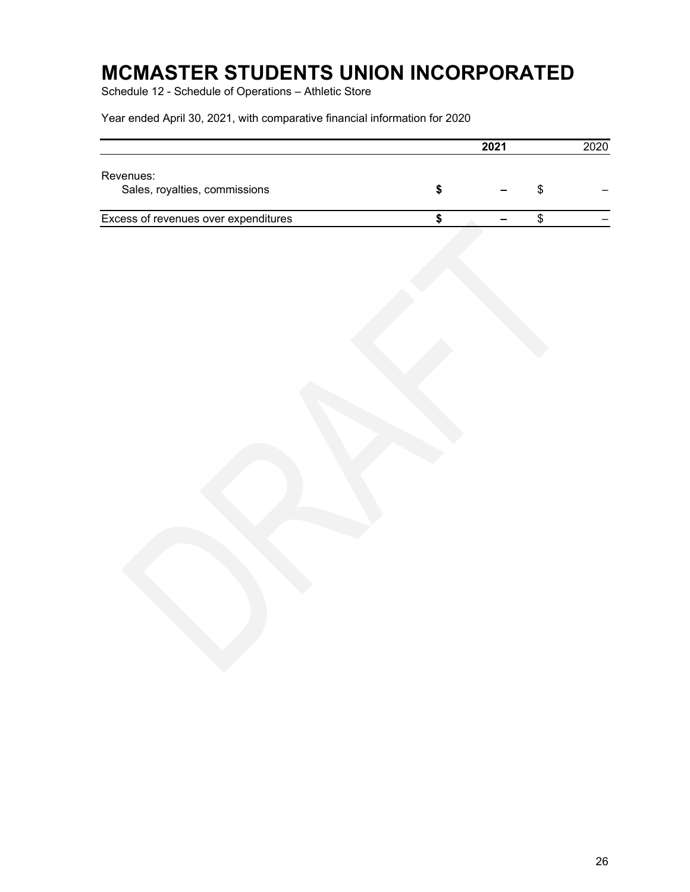# MCMASTER STUDENTS UNION INCORPORATED

Schedule 12 - Schedule of Operations – Athletic Store

Year ended April 30, 2021, with comparative financial information for 2020

| | 2021 | 2020 |
|---|---|---|
| Revenues: | | |
| Sales, royalties, commissions | $ – | $ – |
| Excess of revenues over expenditures | $ – | $ – |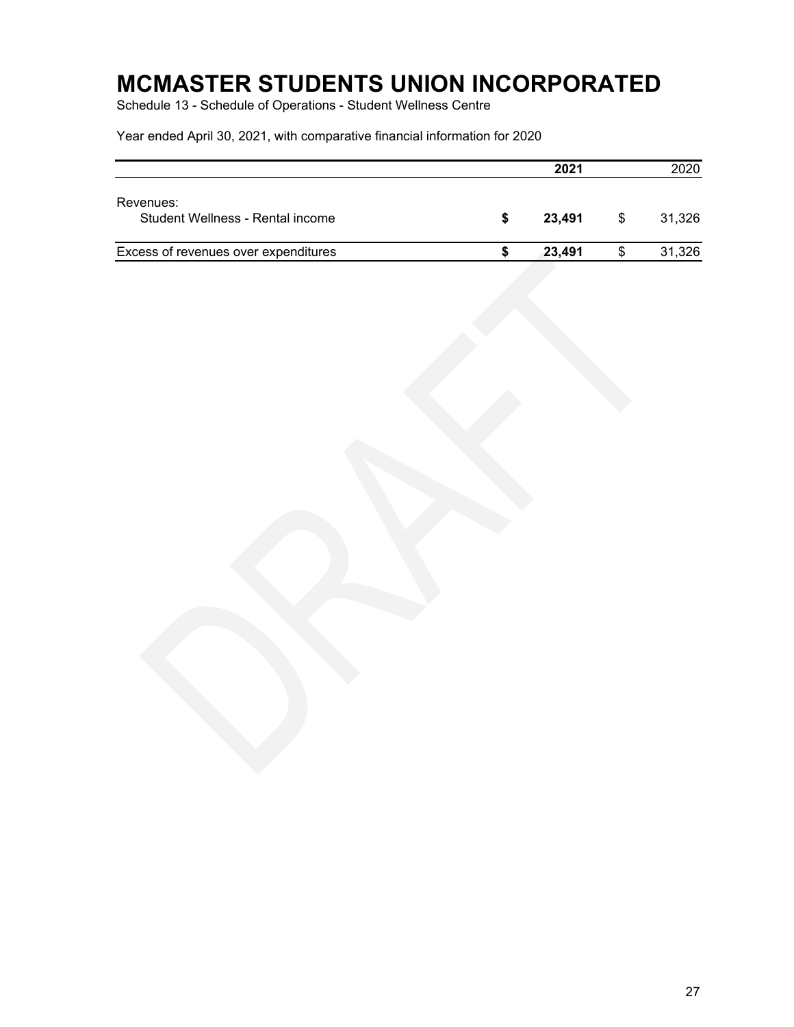# MCMASTER STUDENTS UNION INCORPORATED

Schedule 13 - Schedule of Operations - Student Wellness Centre

Year ended April 30, 2021, with comparative financial information for 2020

| | **2021** | 2020 |
|---|---|---|
| Revenues: | | |
| Student Wellness - Rental income | **$ 23,491** | $ 31,326 |
| Excess of revenues over expenditures | **$ 23,491** | $ 31,326 |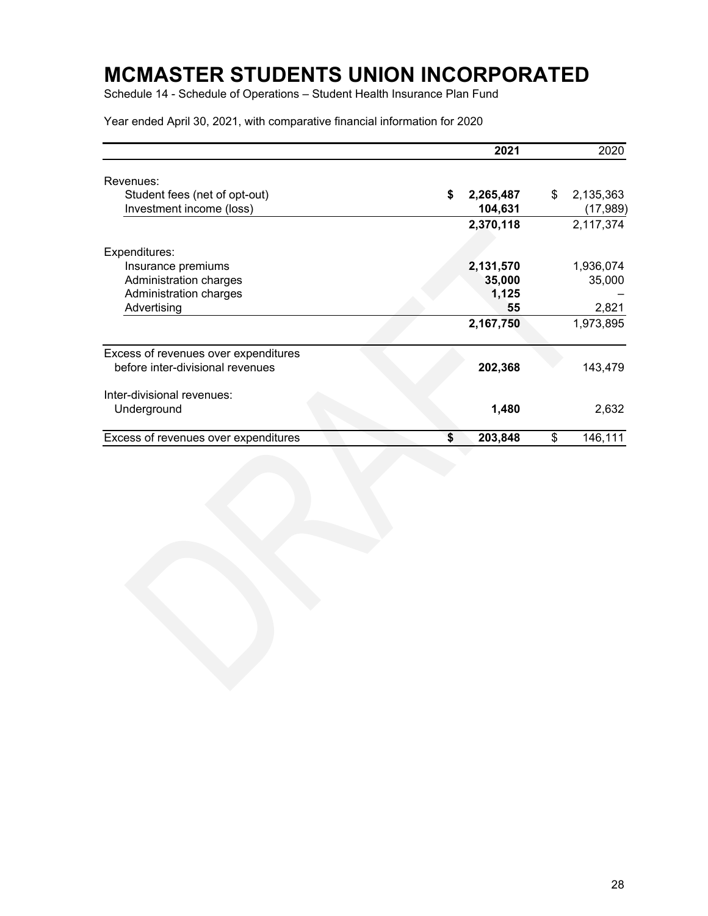# MCMASTER STUDENTS UNION INCORPORATED

Schedule 14 - Schedule of Operations – Student Health Insurance Plan Fund

Year ended April 30, 2021, with comparative financial information for 2020

| | 2021 | 2020 |
|---|---|---|
| Revenues: | | |
| Student fees (net of opt-out) | **$ 2,265,487** | $ 2,135,363 |
| Investment income (loss) | **104,631** | (17,989) |
| | **2,370,118** | 2,117,374 |
| Expenditures: | | |
| Insurance premiums | **2,131,570** | 1,936,074 |
| Administration charges | **35,000** | 35,000 |
| Administration charges | **1,125** | – |
| Advertising | **55** | 2,821 |
| | **2,167,750** | 1,973,895 |
| Excess of revenues over expenditures before inter-divisional revenues | **202,368** | 143,479 |
| Inter-divisional revenues: | | |
| Underground | **1,480** | 2,632 |
| Excess of revenues over expenditures | **$ 203,848** | $ 146,111 |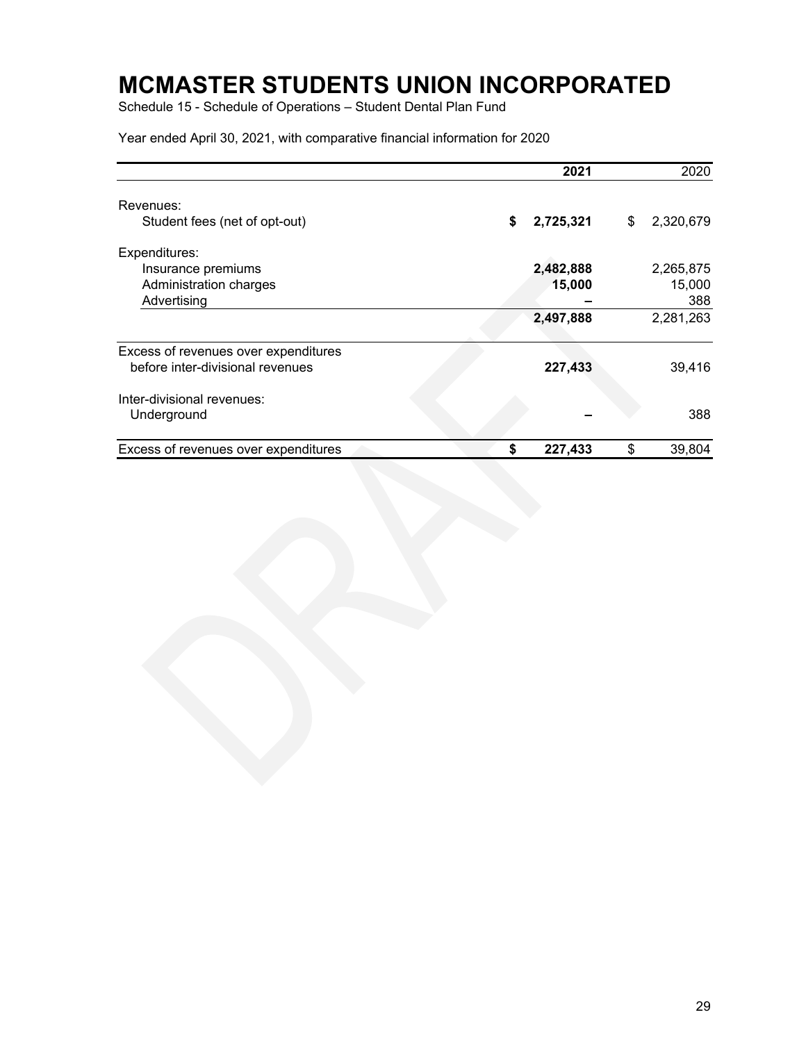# MCMASTER STUDENTS UNION INCORPORATED

Schedule 15 - Schedule of Operations – Student Dental Plan Fund

Year ended April 30, 2021, with comparative financial information for 2020

| | 2021 | 2020 |
|---|---|---|
| Revenues: | | |
| Student fees (net of opt-out) | $ 2,725,321 | $ 2,320,679 |
| Expenditures: | | |
| Insurance premiums | 2,482,888 | 2,265,875 |
| Administration charges | 15,000 | 15,000 |
| Advertising | – | 388 |
| | 2,497,888 | 2,281,263 |
| Excess of revenues over expenditures before inter-divisional revenues | 227,433 | 39,416 |
| Inter-divisional revenues: | | |
| Underground | – | 388 |
| Excess of revenues over expenditures | $ 227,433 | $ 39,804 |